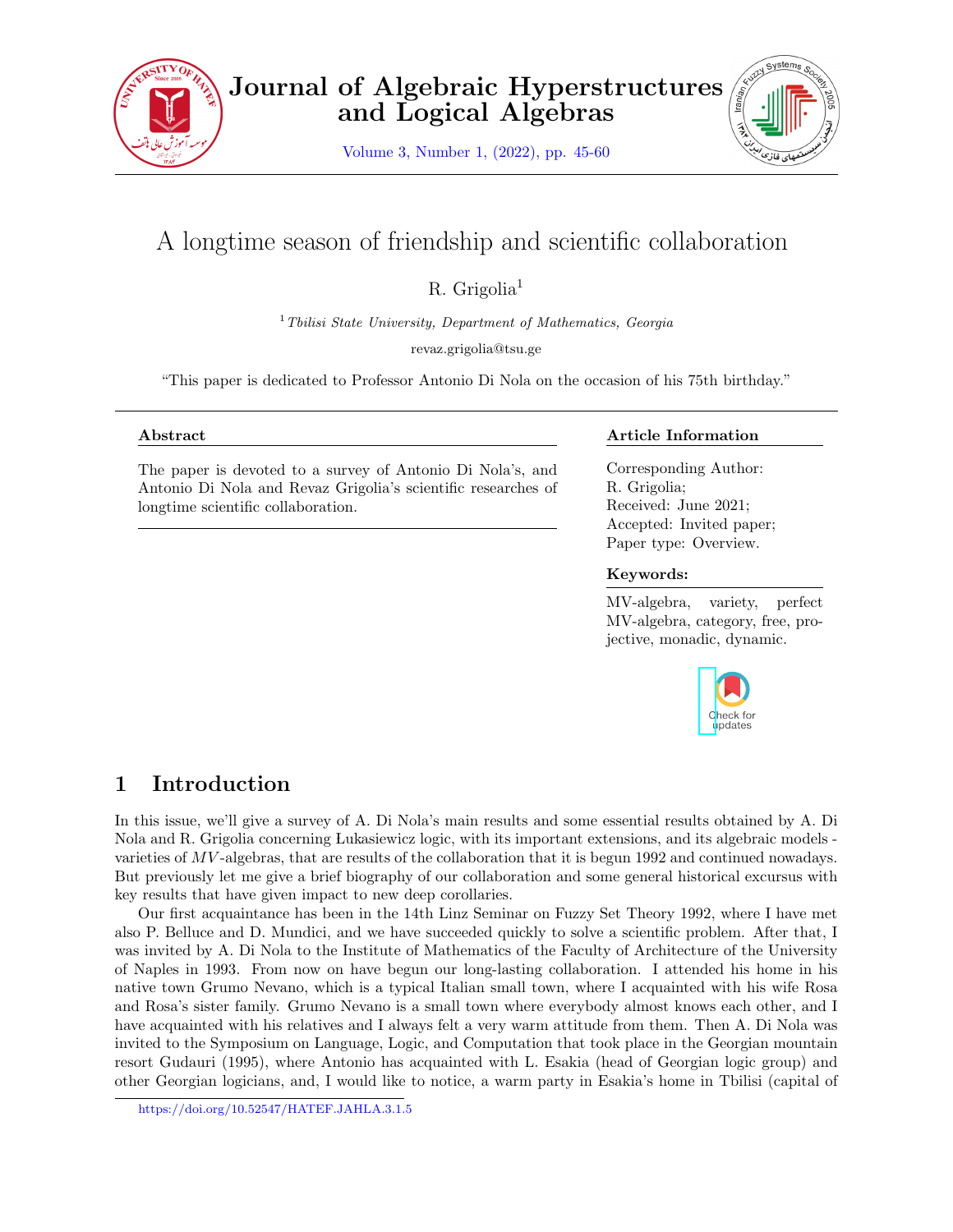# A longtime season of friendship and scientific collaboration

R. Grigolia[1]

[1] *Tbilisi State University, Department of Mathematics, Georgia*

revaz.grigolia@tsu.ge

"This paper is dedicated to Professor Antonio Di Nola on the occasion of his 75th birthday."

**Abstract**

The paper is devoted to a survey of Antonio Di Nola's, and Antonio Di Nola and Revaz Grigolia's scientific researches of longtime scientific collaboration.

**Article Information**

Corresponding Author: R. Grigolia;
Received: June 2021;
Accepted: Invited paper;
Paper type: Overview.

**Keywords:**

MV-algebra, variety, perfect MV-algebra, category, free, projective, monadic, dynamic.

## 1 Introduction

In this issue, we'll give a survey of A. Di Nola's main results and some essential results obtained by A. Di Nola and R. Grigolia concerning Łukasiewicz logic, with its important extensions, and its algebraic models - varieties of $MV$-algebras, that are results of the collaboration that it is begun 1992 and continued nowadays. But previously let me give a brief biography of our collaboration and some general historical excursus with key results that have given impact to new deep corollaries.

Our first acquaintance has been in the 14th Linz Seminar on Fuzzy Set Theory 1992, where I have met also P. Belluce and D. Mundici, and we have succeeded quickly to solve a scientific problem. After that, I was invited by A. Di Nola to the Institute of Mathematics of the Faculty of Architecture of the University of Naples in 1993. From now on have begun our long-lasting collaboration. I attended his home in his native town Grumo Nevano, which is a typical Italian small town, where I acquainted with his wife Rosa and Rosa's sister family. Grumo Nevano is a small town where everybody almost knows each other, and I have acquainted with his relatives and I always felt a very warm attitude from them. Then A. Di Nola was invited to the Symposium on Language, Logic, and Computation that took place in the Georgian mountain resort Gudauri (1995), where Antonio has acquainted with L. Esakia (head of Georgian logic group) and other Georgian logicians, and, I would like to notice, a warm party in Esakia's home in Tbilisi (capital of

https://doi.org/10.52547/HATEF.JAHLA.3.1.5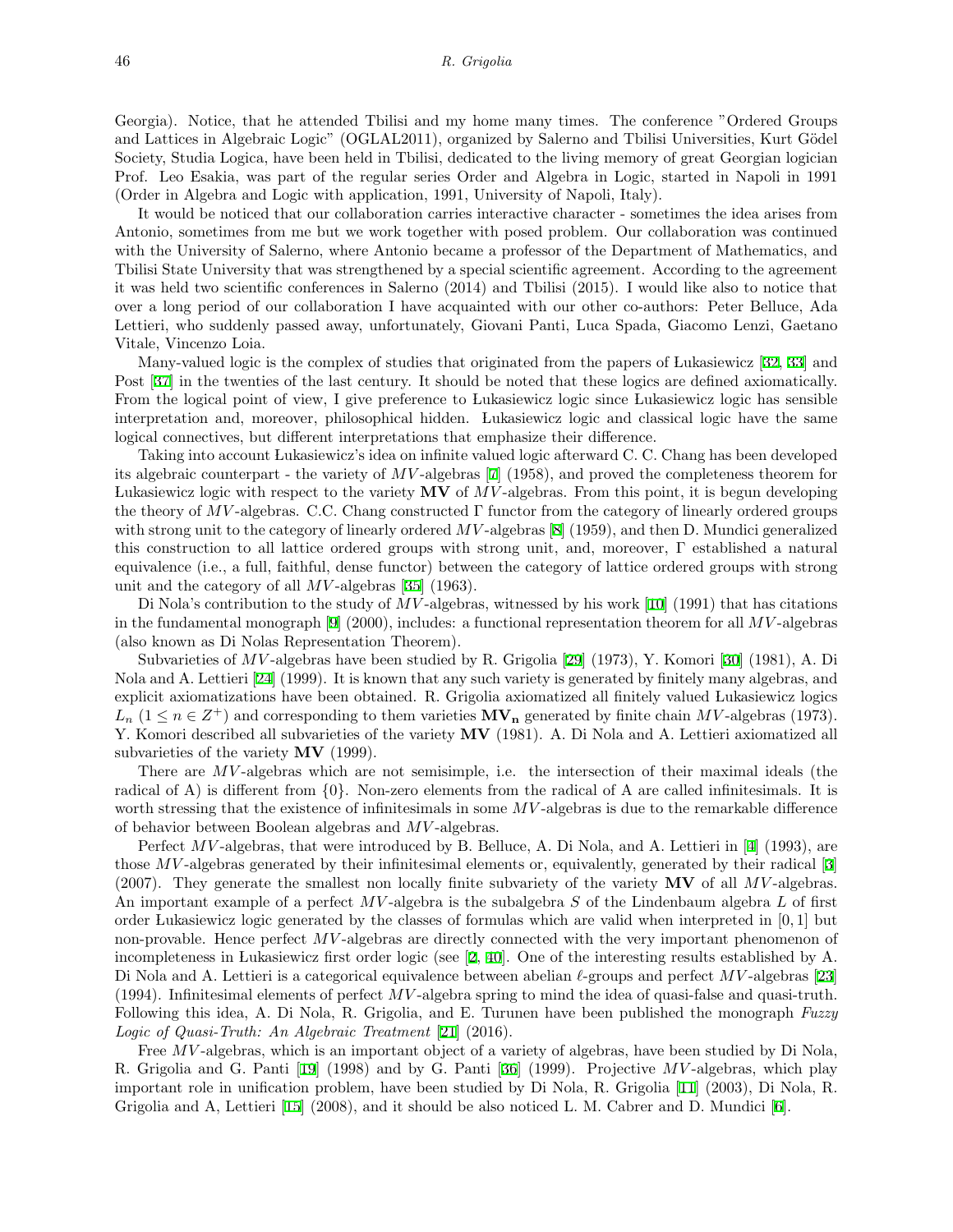Georgia). Notice, that he attended Tbilisi and my home many times. The conference "Ordered Groups and Lattices in Algebraic Logic" (OGLAL2011), organized by Salerno and Tbilisi Universities, Kurt Gödel Society, Studia Logica, have been held in Tbilisi, dedicated to the living memory of great Georgian logician Prof. Leo Esakia, was part of the regular series Order and Algebra in Logic, started in Napoli in 1991 (Order in Algebra and Logic with application, 1991, University of Napoli, Italy).

It would be noticed that our collaboration carries interactive character - sometimes the idea arises from Antonio, sometimes from me but we work together with posed problem. Our collaboration was continued with the University of Salerno, where Antonio became a professor of the Department of Mathematics, and Tbilisi State University that was strengthened by a special scientific agreement. According to the agreement it was held two scientific conferences in Salerno (2014) and Tbilisi (2015). I would like also to notice that over a long period of our collaboration I have acquainted with our other co-authors: Peter Belluce, Ada Lettieri, who suddenly passed away, unfortunately, Giovani Panti, Luca Spada, Giacomo Lenzi, Gaetano Vitale, Vincenzo Loia.

Many-valued logic is the complex of studies that originated from the papers of Łukasiewicz [32, 33] and Post [37] in the twenties of the last century. It should be noted that these logics are defined axiomatically. From the logical point of view, I give preference to Łukasiewicz logic since Łukasiewicz logic has sensible interpretation and, moreover, philosophical hidden. Łukasiewicz logic and classical logic have the same logical connectives, but different interpretations that emphasize their difference.

Taking into account Łukasiewicz's idea on infinite valued logic afterward C. C. Chang has been developed its algebraic counterpart - the variety of $MV$-algebras [7] (1958), and proved the completeness theorem for Łukasiewicz logic with respect to the variety $\mathbf{MV}$ of $MV$-algebras. From this point, it is begun developing the theory of $MV$-algebras. C.C. Chang constructed $\Gamma$ functor from the category of linearly ordered groups with strong unit to the category of linearly ordered $MV$-algebras [8] (1959), and then D. Mundici generalized this construction to all lattice ordered groups with strong unit, and, moreover, $\Gamma$ established a natural equivalence (i.e., a full, faithful, dense functor) between the category of lattice ordered groups with strong unit and the category of all $MV$-algebras [35] (1963).

Di Nola's contribution to the study of $MV$-algebras, witnessed by his work [10] (1991) that has citations in the fundamental monograph [9] (2000), includes: a functional representation theorem for all $MV$-algebras (also known as Di Nolas Representation Theorem).

Subvarieties of $MV$-algebras have been studied by R. Grigolia [29] (1973), Y. Komori [30] (1981), A. Di Nola and A. Lettieri [24] (1999). It is known that any such variety is generated by finitely many algebras, and explicit axiomatizations have been obtained. R. Grigolia axiomatized all finitely valued Łukasiewicz logics $L_n$ ($1 \leq n \in Z^+$) and corresponding to them varieties $\mathbf{MV_n}$ generated by finite chain $MV$-algebras (1973). Y. Komori described all subvarieties of the variety $\mathbf{MV}$ (1981). A. Di Nola and A. Lettieri axiomatized all subvarieties of the variety $\mathbf{MV}$ (1999).

There are $MV$-algebras which are not semisimple, i.e. the intersection of their maximal ideals (the radical of A) is different from $\{0\}$. Non-zero elements from the radical of A are called infinitesimals. It is worth stressing that the existence of infinitesimals in some $MV$-algebras is due to the remarkable difference of behavior between Boolean algebras and $MV$-algebras.

Perfect $MV$-algebras, that were introduced by B. Belluce, A. Di Nola, and A. Lettieri in [4] (1993), are those $MV$-algebras generated by their infinitesimal elements or, equivalently, generated by their radical [3] (2007). They generate the smallest non locally finite subvariety of the variety $\mathbf{MV}$ of all $MV$-algebras. An important example of a perfect $MV$-algebra is the subalgebra $S$ of the Lindenbaum algebra $L$ of first order Łukasiewicz logic generated by the classes of formulas which are valid when interpreted in $[0, 1]$ but non-provable. Hence perfect $MV$-algebras are directly connected with the very important phenomenon of incompleteness in Łukasiewicz first order logic (see [2, 40]. One of the interesting results established by A. Di Nola and A. Lettieri is a categorical equivalence between abelian $\ell$-groups and perfect $MV$-algebras [23] (1994). Infinitesimal elements of perfect $MV$-algebra spring to mind the idea of quasi-false and quasi-truth. Following this idea, A. Di Nola, R. Grigolia, and E. Turunen have been published the monograph *Fuzzy Logic of Quasi-Truth: An Algebraic Treatment* [21] (2016).

Free $MV$-algebras, which is an important object of a variety of algebras, have been studied by Di Nola, R. Grigolia and G. Panti [19] (1998) and by G. Panti [36] (1999). Projective $MV$-algebras, which play important role in unification problem, have been studied by Di Nola, R. Grigolia [11] (2003), Di Nola, R. Grigolia and A, Lettieri [15] (2008), and it should be also noticed L. M. Cabrer and D. Mundici [6].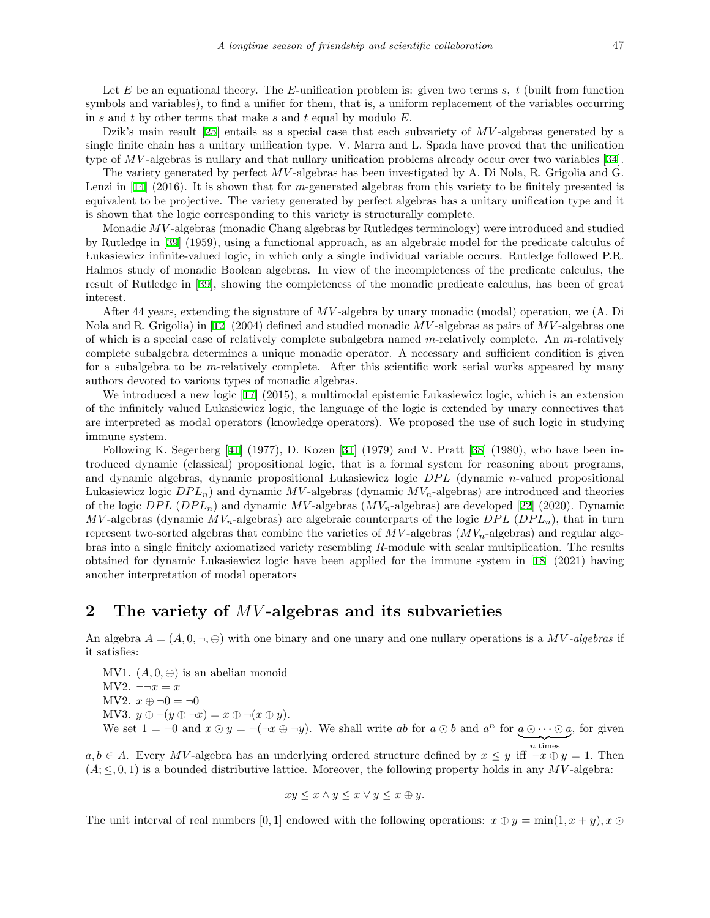Let $E$ be an equational theory. The $E$-unification problem is: given two terms $s$, $t$ (built from function symbols and variables), to find a unifier for them, that is, a uniform replacement of the variables occurring in $s$ and $t$ by other terms that make $s$ and $t$ equal by modulo $E$.

Dzik's main result [25] entails as a special case that each subvariety of $MV$-algebras generated by a single finite chain has a unitary unification type. V. Marra and L. Spada have proved that the unification type of $MV$-algebras is nullary and that nullary unification problems already occur over two variables [34].

The variety generated by perfect $MV$-algebras has been investigated by A. Di Nola, R. Grigolia and G. Lenzi in [14] (2016). It is shown that for $m$-generated algebras from this variety to be finitely presented is equivalent to be projective. The variety generated by perfect algebras has a unitary unification type and it is shown that the logic corresponding to this variety is structurally complete.

Monadic $MV$-algebras (monadic Chang algebras by Rutledges terminology) were introduced and studied by Rutledge in [39] (1959), using a functional approach, as an algebraic model for the predicate calculus of Łukasiewicz infinite-valued logic, in which only a single individual variable occurs. Rutledge followed P.R. Halmos study of monadic Boolean algebras. In view of the incompleteness of the predicate calculus, the result of Rutledge in [39], showing the completeness of the monadic predicate calculus, has been of great interest.

After 44 years, extending the signature of $MV$-algebra by unary monadic (modal) operation, we (A. Di Nola and R. Grigolia) in [12] (2004) defined and studied monadic $MV$-algebras as pairs of $MV$-algebras one of which is a special case of relatively complete subalgebra named $m$-relatively complete. An $m$-relatively complete subalgebra determines a unique monadic operator. A necessary and sufficient condition is given for a subalgebra to be $m$-relatively complete. After this scientific work serial works appeared by many authors devoted to various types of monadic algebras.

We introduced a new logic [17] (2015), a multimodal epistemic Łukasiewicz logic, which is an extension of the infinitely valued Łukasiewicz logic, the language of the logic is extended by unary connectives that are interpreted as modal operators (knowledge operators). We proposed the use of such logic in studying immune system.

Following K. Segerberg [41] (1977), D. Kozen [31] (1979) and V. Pratt [38] (1980), who have been introduced dynamic (classical) propositional logic, that is a formal system for reasoning about programs, and dynamic algebras, dynamic propositional Łukasiewicz logic $DPL$ (dynamic $n$-valued propositional Łukasiewicz logic $DPL_n$) and dynamic $MV$-algebras (dynamic $MV_n$-algebras) are introduced and theories of the logic $DPL$ ($DPL_n$) and dynamic $MV$-algebras ($MV_n$-algebras) are developed [22] (2020). Dynamic $MV$-algebras (dynamic $MV_n$-algebras) are algebraic counterparts of the logic $DPL$ ($DPL_n$), that in turn represent two-sorted algebras that combine the varieties of $MV$-algebras ($MV_n$-algebras) and regular algebras into a single finitely axiomatized variety resembling $R$-module with scalar multiplication. The results obtained for dynamic Łukasiewicz logic have been applied for the immune system in [18] (2021) having another interpretation of modal operators

## 2 The variety of $MV$-algebras and its subvarieties

An algebra $A = (A, 0, \neg, \oplus)$ with one binary and one unary and one nullary operations is a *$MV$-algebras* if it satisfies:

MV1. $(A, 0, \oplus)$ is an abelian monoid

MV2. $\neg\neg x = x$

MV2. $x \oplus \neg 0 = \neg 0$

MV3. $y \oplus \neg(y \oplus \neg x) = x \oplus \neg(x \oplus y)$.

We set $1 = \neg 0$ and $x \odot y = \neg(\neg x \oplus \neg y)$. We shall write $ab$ for $a \odot b$ and $a^n$ for $\underbrace{a \odot \cdots \odot a}_{n \text{ times}}$, for given $a, b \in A$. Every $MV$-algebra has an underlying ordered structure defined by $x \leq y$ iff $\neg x \oplus y = 1$. Then $(A; \leq, 0, 1)$ is a bounded distributive lattice. Moreover, the following property holds in any $MV$-algebra:

$$xy \leq x \wedge y \leq x \vee y \leq x \oplus y.$$

The unit interval of real numbers $[0, 1]$ endowed with the following operations: $x \oplus y = \min(1, x + y), x \odot$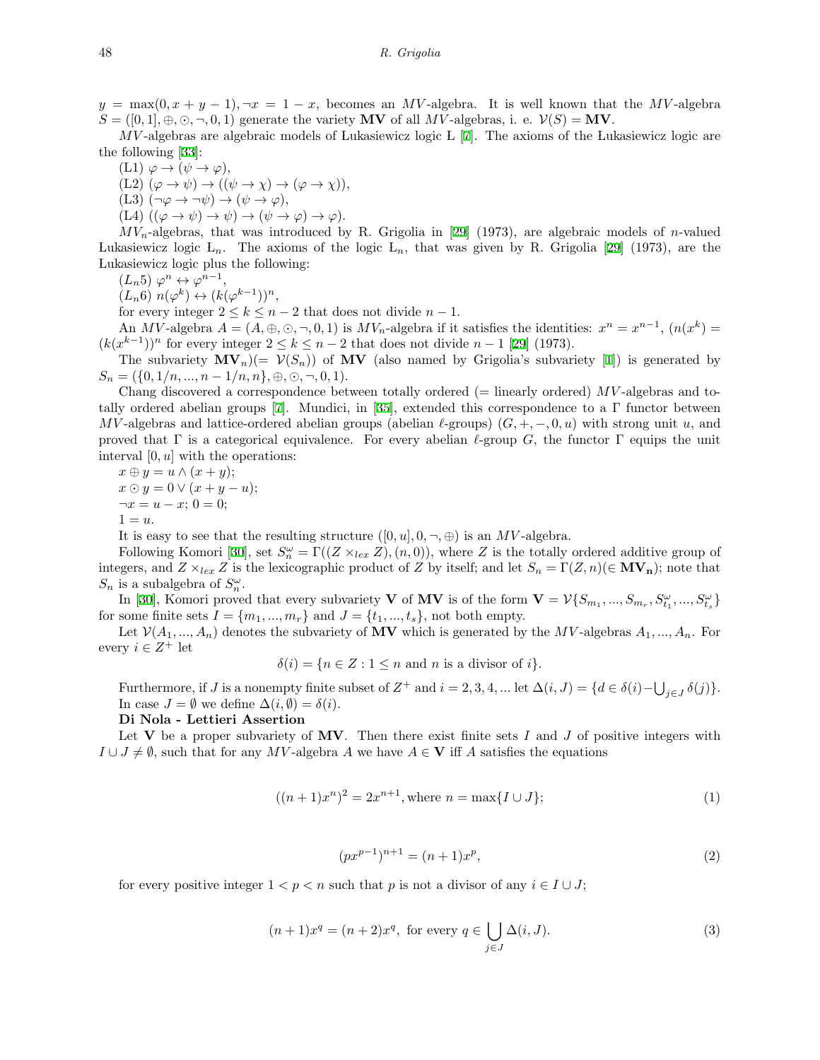$y = \max(0, x+y-1), \neg x = 1-x$, becomes an $MV$-algebra. It is well known that the $MV$-algebra $S = ([0,1], \oplus, \odot, \neg, 0, 1)$ generate the variety **MV** of all $MV$-algebras, i. e. $\mathcal{V}(S) = \mathbf{MV}$.

$MV$-algebras are algebraic models of Łukasiewicz logic Ł [7]. The axioms of the Łukasiewicz logic are the following [33]:

(L1) $\varphi \to (\psi \to \varphi)$,

(L2) $(\varphi \to \psi) \to ((\psi \to \chi) \to (\varphi \to \chi))$,

(L3) $(\neg\varphi \to \neg\psi) \to (\psi \to \varphi)$,

(L4) $((\varphi \to \psi) \to \psi) \to (\psi \to \varphi) \to \varphi)$.

$MV_n$-algebras, that was introduced by R. Grigolia in [29] (1973), are algebraic models of $n$-valued Łukasiewicz logic $Ł_n$. The axioms of the logic $Ł_n$, that was given by R. Grigolia [29] (1973), are the Łukasiewicz logic plus the following:

$(L_n5)$ $\varphi^n \leftrightarrow \varphi^{n-1}$,

$(L_n6)$ $n(\varphi^k) \leftrightarrow (k(\varphi^{k-1}))^n$,

for every integer $2 \leq k \leq n-2$ that does not divide $n-1$.

An $MV$-algebra $A = (A, \oplus, \odot, \neg, 0, 1)$ is $MV_n$-algebra if it satisfies the identities: $x^n = x^{n-1}$, $(n(x^k) = (k(x^{k-1}))^n$ for every integer $2 \leq k \leq n-2$ that does not divide $n-1$ [29] (1973).

The subvariety $\mathbf{MV}_n) (= \mathcal{V}(S_n))$ of **MV** (also named by Grigolia's subvariety [1]) is generated by $S_n = (\{0, 1/n, ..., n-1/n, n\}, \oplus, \odot, \neg, 0, 1)$.

Chang discovered a correspondence between totally ordered (= linearly ordered) $MV$-algebras and totally ordered abelian groups [7]. Mundici, in [35], extended this correspondence to a $\Gamma$ functor between $MV$-algebras and lattice-ordered abelian groups (abelian $\ell$-groups) $(G, +, -, 0, u)$ with strong unit $u$, and proved that $\Gamma$ is a categorical equivalence. For every abelian $\ell$-group $G$, the functor $\Gamma$ equips the unit interval $[0, u]$ with the operations:

$x \oplus y = u \wedge (x + y)$;

$x \odot y = 0 \vee (x + y - u)$;

$\neg x = u - x$; $0 = 0$;

$1 = u$.

It is easy to see that the resulting structure $([0, u], 0, \neg, \oplus)$ is an $MV$-algebra.

Following Komori [30], set $S_n^\omega = \Gamma((Z \times_{lex} Z), (n, 0))$, where $Z$ is the totally ordered additive group of integers, and $Z \times_{lex} Z$ is the lexicographic product of $Z$ by itself; and let $S_n = \Gamma(Z, n) (\in \mathbf{MV_n})$; note that $S_n$ is a subalgebra of $S_n^\omega$.

In [30], Komori proved that every subvariety $\mathbf{V}$ of **MV** is of the form $\mathbf{V} = \mathcal{V}\{S_{m_1}, ..., S_{m_r}, S_{t_1}^\omega, ..., S_{t_s}^\omega\}$ for some finite sets $I = \{m_1, ..., m_r\}$ and $J = \{t_1, ..., t_s\}$, not both empty.

Let $\mathcal{V}(A_1, ..., A_n)$ denotes the subvariety of **MV** which is generated by the $MV$-algebras $A_1, ..., A_n$. For every $i \in Z^+$ let

$$\delta(i) = \{n \in Z : 1 \leq n \text{ and } n \text{ is a divisor of } i\}.$$

Furthermore, if $J$ is a nonempty finite subset of $Z^+$ and $i = 2, 3, 4, ...$ let $\Delta(i, J) = \{d \in \delta(i) - \bigcup_{j \in J} \delta(j)\}$. In case $J = \emptyset$ we define $\Delta(i, \emptyset) = \delta(i)$.

**Di Nola - Lettieri Assertion**

Let $\mathbf{V}$ be a proper subvariety of **MV**. Then there exist finite sets $I$ and $J$ of positive integers with $I \cup J \neq \emptyset$, such that for any $MV$-algebra $A$ we have $A \in \mathbf{V}$ iff $A$ satisfies the equations

$$((n+1)x^n)^2 = 2x^{n+1}, \text{where } n = \max\{I \cup J\}; \tag{1}$$

$$(px^{p-1})^{n+1} = (n+1)x^p, \tag{2}$$

for every positive integer $1 < p < n$ such that $p$ is not a divisor of any $i \in I \cup J$;

$$(n+1)x^q = (n+2)x^q, \text{ for every } q \in \bigcup_{j \in J} \Delta(i, J). \tag{3}$$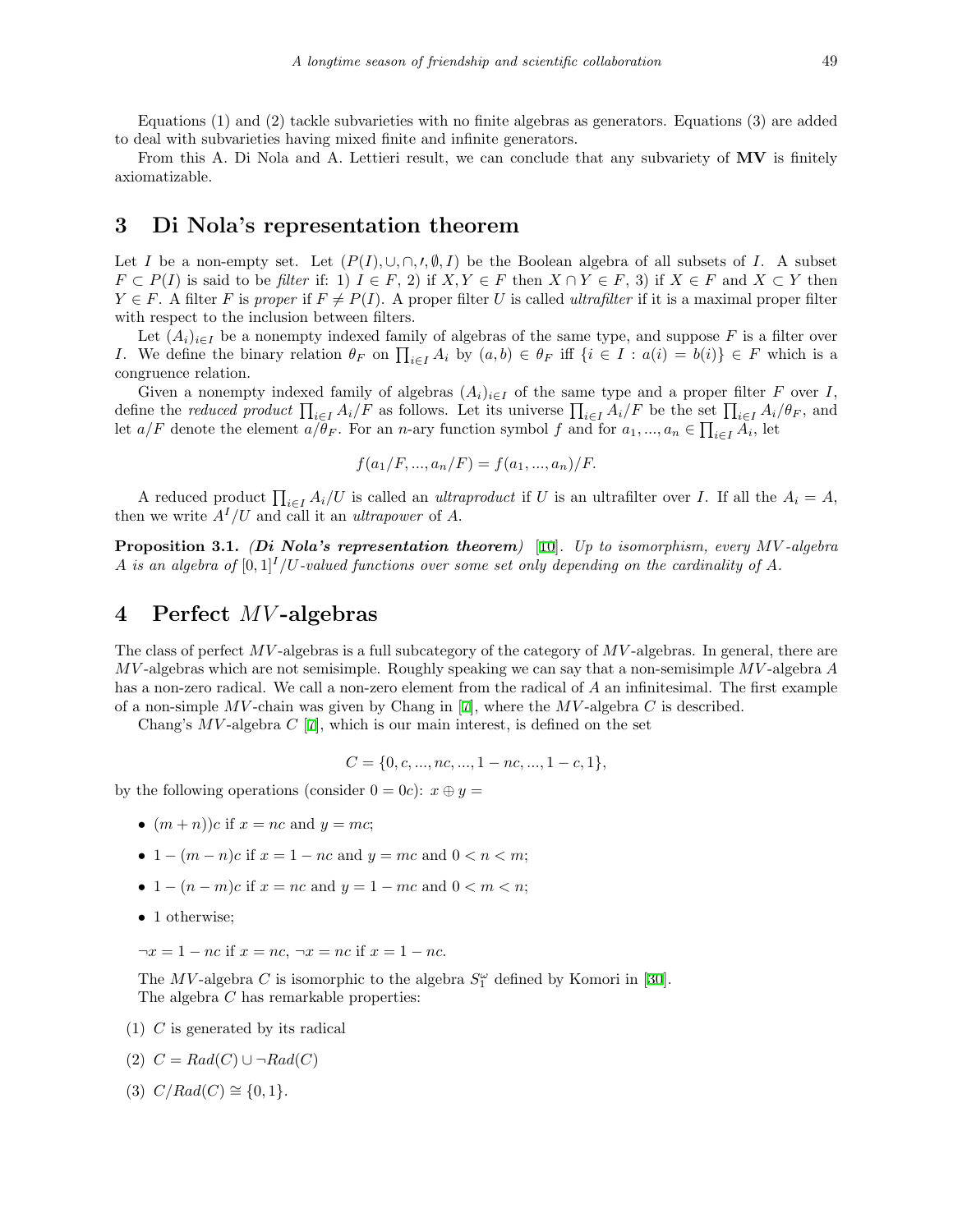Equations (1) and (2) tackle subvarieties with no finite algebras as generators. Equations (3) are added to deal with subvarieties having mixed finite and infinite generators.

From this A. Di Nola and A. Lettieri result, we can conclude that any subvariety of **MV** is finitely axiomatizable.

## 3 Di Nola's representation theorem

Let $I$ be a non-empty set. Let $(P(I), \cup, \cap, \prime, \emptyset, I)$ be the Boolean algebra of all subsets of $I$. A subset $F \subset P(I)$ is said to be *filter* if: 1) $I \in F$, 2) if $X, Y \in F$ then $X \cap Y \in F$, 3) if $X \in F$ and $X \subset Y$ then $Y \in F$. A filter $F$ is *proper* if $F \neq P(I)$. A proper filter $U$ is called *ultrafilter* if it is a maximal proper filter with respect to the inclusion between filters.

Let $(A_i)_{i \in I}$ be a nonempty indexed family of algebras of the same type, and suppose $F$ is a filter over $I$. We define the binary relation $\theta_F$ on $\prod_{i \in I} A_i$ by $(a, b) \in \theta_F$ iff $\{i \in I : a(i) = b(i)\} \in F$ which is a congruence relation.

Given a nonempty indexed family of algebras $(A_i)_{i \in I}$ of the same type and a proper filter $F$ over $I$, define the *reduced product* $\prod_{i \in I} A_i/F$ as follows. Let its universe $\prod_{i \in I} A_i/F$ be the set $\prod_{i \in I} A_i/\theta_F$, and let $a/F$ denote the element $a/\theta_F$. For an $n$-ary function symbol $f$ and for $a_1, ..., a_n \in \prod_{i \in I} A_i$, let

$$f(a_1/F, ..., a_n/F) = f(a_1, ..., a_n)/F.$$

A reduced product $\prod_{i \in I} A_i/U$ is called an *ultraproduct* if $U$ is an ultrafilter over $I$. If all the $A_i = A$, then we write $A^I/U$ and call it an *ultrapower* of $A$.

**Proposition 3.1.** ***(Di Nola's representation theorem)*** [10]. *Up to isomorphism, every $MV$-algebra $A$ is an algebra of $[0, 1]^I/U$-valued functions over some set only depending on the cardinality of $A$.*

## 4 Perfect $MV$-algebras

The class of perfect $MV$-algebras is a full subcategory of the category of $MV$-algebras. In general, there are $MV$-algebras which are not semisimple. Roughly speaking we can say that a non-semisimple $MV$-algebra $A$ has a non-zero radical. We call a non-zero element from the radical of $A$ an infinitesimal. The first example of a non-simple $MV$-chain was given by Chang in [7], where the $MV$-algebra $C$ is described.

Chang's $MV$-algebra $C$ [7], which is our main interest, is defined on the set

$$C = \{0, c, ..., nc, ..., 1 - nc, ..., 1 - c, 1\},$$

by the following operations (consider $0 = 0c$): $x \oplus y =$

- $(m + n))c$ if $x = nc$ and $y = mc$;
- $1 - (m - n)c$ if $x = 1 - nc$ and $y = mc$ and $0 < n < m$;
- $1 - (n - m)c$ if $x = nc$ and $y = 1 - mc$ and $0 < m < n$;
- $1$ otherwise;

$\neg x = 1 - nc$ if $x = nc$, $\neg x = nc$ if $x = 1 - nc$.

The $MV$-algebra $C$ is isomorphic to the algebra $S_1^\omega$ defined by Komori in [30].

The algebra $C$ has remarkable properties:

(1) $C$ is generated by its radical

(2) $C = Rad(C) \cup \neg Rad(C)$

(3) $C/Rad(C) \cong \{0, 1\}$.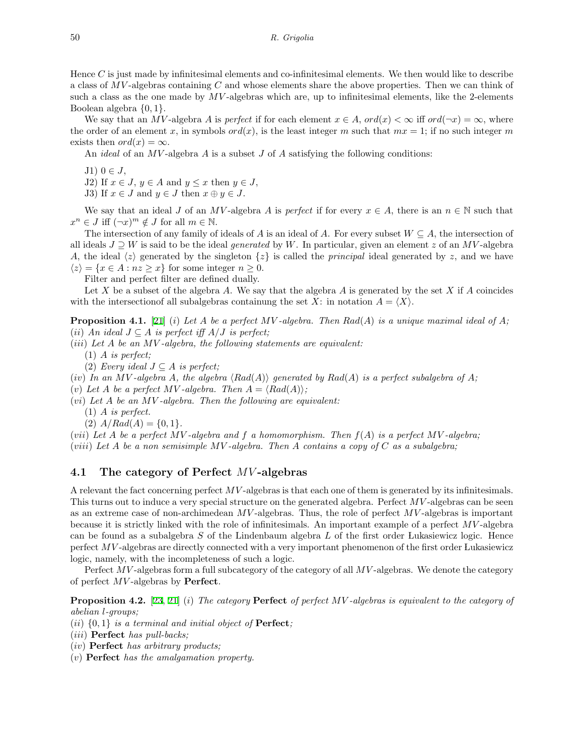Hence $C$ is just made by infinitesimal elements and co-infinitesimal elements. We then would like to describe a class of $MV$-algebras containing $C$ and whose elements share the above properties. Then we can think of such a class as the one made by $MV$-algebras which are, up to infinitesimal elements, like the 2-elements Boolean algebra $\{0, 1\}$.

We say that an $MV$-algebra $A$ is *perfect* if for each element $x \in A$, $ord(x) < \infty$ iff $ord(\neg x) = \infty$, where the order of an element $x$, in symbols $ord(x)$, is the least integer $m$ such that $mx = 1$; if no such integer $m$ exists then $ord(x) = \infty$.

An *ideal* of an $MV$-algebra $A$ is a subset $J$ of $A$ satisfying the following conditions:

J1) $0 \in J$,

J2) If $x \in J$, $y \in A$ and $y \leq x$ then $y \in J$,

J3) If $x \in J$ and $y \in J$ then $x \oplus y \in J$.

We say that an ideal $J$ of an $MV$-algebra $A$ is *perfect* if for every $x \in A$, there is an $n \in \mathbb{N}$ such that $x^n \in J$ iff $(\neg x)^m \notin J$ for all $m \in \mathbb{N}$.

The intersection of any family of ideals of $A$ is an ideal of $A$. For every subset $W \subseteq A$, the intersection of all ideals $J \supseteq W$ is said to be the ideal *generated* by $W$. In particular, given an element $z$ of an $MV$-algebra $A$, the ideal $\langle z \rangle$ generated by the singleton $\{z\}$ is called the *principal* ideal generated by $z$, and we have $\langle z \rangle = \{x \in A : nz \geq x\}$ for some integer $n \geq 0$.

Filter and perfect filter are defined dually.

Let $X$ be a subset of the algebra $A$. We say that the algebra $A$ is generated by the set $X$ if $A$ coincides with the intersectionof all subalgebras containung the set $X$: in notation $A = \langle X \rangle$.

**Proposition 4.1.** [21] (*i*) *Let $A$ be a perfect $MV$-algebra. Then $Rad(A)$ is a unique maximal ideal of $A$;*
(*ii*) *An ideal $J \subseteq A$ is perfect iff $A/J$ is perfect;*
(*iii*) *Let $A$ be an $MV$-algebra, the following statements are equivalent:*
  (1) *$A$ is perfect;*
  (2) *Every ideal $J \subseteq A$ is perfect;*
(*iv*) *In an $MV$-algebra $A$, the algebra $\langle Rad(A) \rangle$ generated by $Rad(A)$ is a perfect subalgebra of $A$;*
(*v*) *Let $A$ be a perfect $MV$-algebra. Then $A = \langle Rad(A) \rangle$;*
(*vi*) *Let $A$ be an $MV$-algebra. Then the following are equivalent:*
  (1) *$A$ is perfect.*
  (2) *$A/Rad(A) = \{0, 1\}$.*
(*vii*) *Let $A$ be a perfect $MV$-algebra and $f$ a homomorphism. Then $f(A)$ is a perfect $MV$-algebra;*
(*viii*) *Let $A$ be a non semisimple $MV$-algebra. Then $A$ contains a copy of $C$ as a subalgebra;*

## 4.1 The category of Perfect $MV$-algebras

A relevant the fact concerning perfect $MV$-algebras is that each one of them is generated by its infinitesimals. This turns out to induce a very special structure on the generated algebra. Perfect $MV$-algebras can be seen as an extreme case of non-archimedean $MV$-algebras. Thus, the role of perfect $MV$-algebras is important because it is strictly linked with the role of infinitesimals. An important example of a perfect $MV$-algebra can be found as a subalgebra $S$ of the Lindenbaum algebra $L$ of the first order Łukasiewicz logic. Hence perfect $MV$-algebras are directly connected with a very important phenomenon of the first order Łukasiewicz logic, namely, with the incompleteness of such a logic.

Perfect $MV$-algebras form a full subcategory of the category of all $MV$-algebras. We denote the category of perfect $MV$-algebras by **Perfect**.

**Proposition 4.2.** [23, 21] (*i*) *The category* **Perfect** *of perfect $MV$-algebras is equivalent to the category of abelian l-groups;*
(*ii*) *$\{0, 1\}$ is a terminal and initial object of* **Perfect***;*
(*iii*) **Perfect** *has pull-backs;*
(*iv*) **Perfect** *has arbitrary products;*
(*v*) **Perfect** *has the amalgamation property.*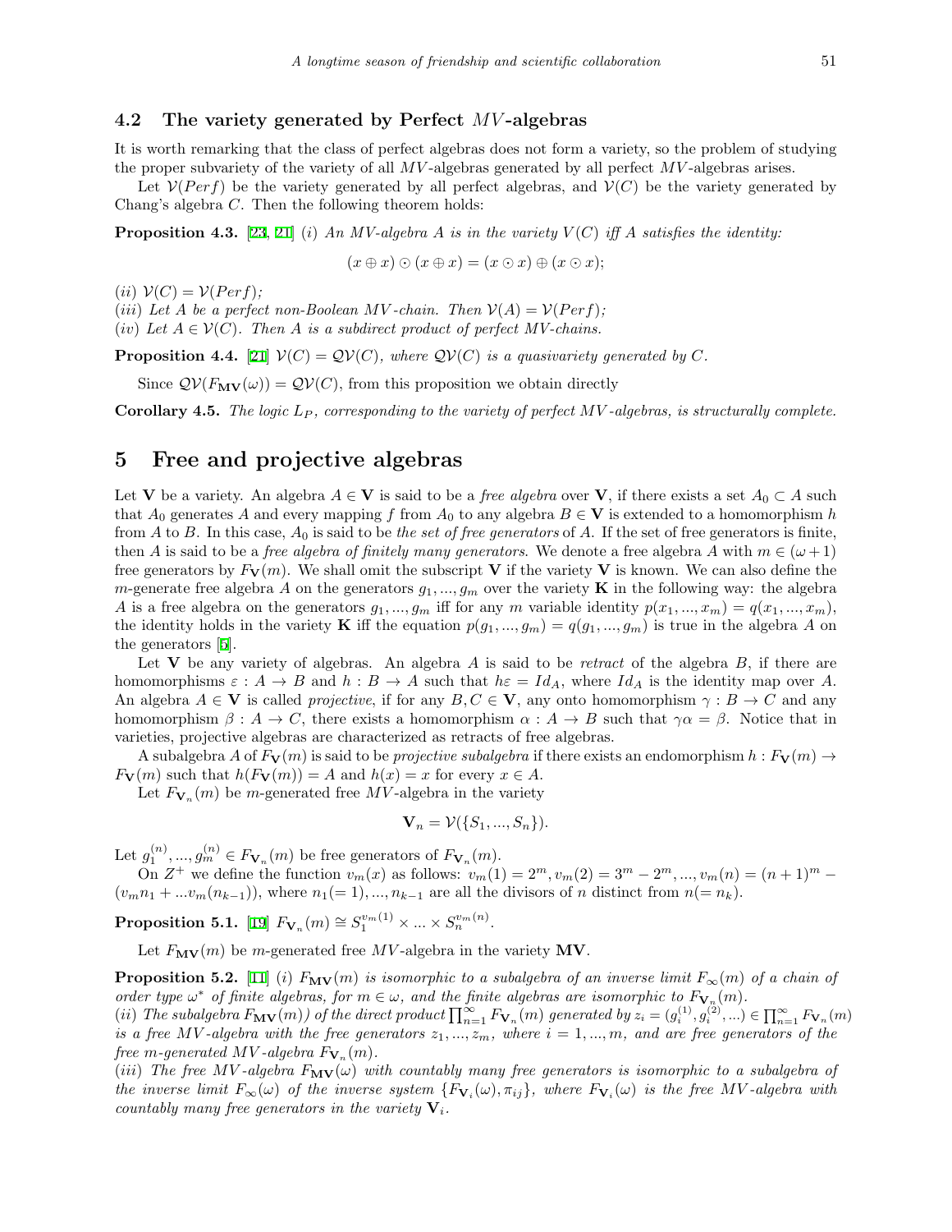### 4.2 The variety generated by Perfect $MV$-algebras

It is worth remarking that the class of perfect algebras does not form a variety, so the problem of studying the proper subvariety of the variety of all $MV$-algebras generated by all perfect $MV$-algebras arises.

Let $\mathcal{V}(Perf)$ be the variety generated by all perfect algebras, and $\mathcal{V}(C)$ be the variety generated by Chang's algebra $C$. Then the following theorem holds:

**Proposition 4.3.** [23, 21] *(i) An MV-algebra A is in the variety $V(C)$ iff A satisfies the identity:*

$$(x \oplus x) \odot (x \oplus x) = (x \odot x) \oplus (x \odot x);$$

*(ii) $\mathcal{V}(C) = \mathcal{V}(Perf)$;*
*(iii) Let A be a perfect non-Boolean MV-chain. Then $\mathcal{V}(A) = \mathcal{V}(Perf)$;*
*(iv) Let $A \in \mathcal{V}(C)$. Then A is a subdirect product of perfect MV-chains.*

**Proposition 4.4.** [21] *$\mathcal{V}(C) = \mathcal{QV}(C)$, where $\mathcal{QV}(C)$ is a quasivariety generated by C.*

Since $\mathcal{QV}(F_{\mathbf{MV}}(\omega)) = \mathcal{QV}(C)$, from this proposition we obtain directly

**Corollary 4.5.** *The logic $L_P$, corresponding to the variety of perfect MV-algebras, is structurally complete.*

## 5 Free and projective algebras

Let $\mathbf{V}$ be a variety. An algebra $A \in \mathbf{V}$ is said to be a *free algebra* over $\mathbf{V}$, if there exists a set $A_0 \subset A$ such that $A_0$ generates $A$ and every mapping $f$ from $A_0$ to any algebra $B \in \mathbf{V}$ is extended to a homomorphism $h$ from $A$ to $B$. In this case, $A_0$ is said to be *the set of free generators* of $A$. If the set of free generators is finite, then $A$ is said to be a *free algebra of finitely many generators*. We denote a free algebra $A$ with $m \in (\omega + 1)$ free generators by $F_{\mathbf{V}}(m)$. We shall omit the subscript $\mathbf{V}$ if the variety $\mathbf{V}$ is known. We can also define the $m$-generate free algebra $A$ on the generators $g_1, ..., g_m$ over the variety $\mathbf{K}$ in the following way: the algebra $A$ is a free algebra on the generators $g_1, ..., g_m$ iff for any $m$ variable identity $p(x_1, ..., x_m) = q(x_1, ..., x_m)$, the identity holds in the variety $\mathbf{K}$ iff the equation $p(g_1, ..., g_m) = q(g_1, ..., g_m)$ is true in the algebra $A$ on the generators [5].

Let $\mathbf{V}$ be any variety of algebras. An algebra $A$ is said to be *retract* of the algebra $B$, if there are homomorphisms $\varepsilon : A \to B$ and $h : B \to A$ such that $h\varepsilon = Id_A$, where $Id_A$ is the identity map over $A$. An algebra $A \in \mathbf{V}$ is called *projective*, if for any $B, C \in \mathbf{V}$, any onto homomorphism $\gamma : B \to C$ and any homomorphism $\beta : A \to C$, there exists a homomorphism $\alpha : A \to B$ such that $\gamma\alpha = \beta$. Notice that in varieties, projective algebras are characterized as retracts of free algebras.

A subalgebra $A$ of $F_{\mathbf{V}}(m)$ is said to be *projective subalgebra* if there exists an endomorphism $h : F_{\mathbf{V}}(m) \to F_{\mathbf{V}}(m)$ such that $h(F_{\mathbf{V}}(m)) = A$ and $h(x) = x$ for every $x \in A$.

Let $F_{\mathbf{V}_n}(m)$ be $m$-generated free $MV$-algebra in the variety

$$\mathbf{V}_n = \mathcal{V}(\{S_1, ..., S_n\}).$$

Let $g_1^{(n)}, ..., g_m^{(n)} \in F_{\mathbf{V}_n}(m)$ be free generators of $F_{\mathbf{V}_n}(m)$.

On $Z^+$ we define the function $v_m(x)$ as follows: $v_m(1) = 2^m, v_m(2) = 3^m - 2^m, ..., v_m(n) = (n+1)^m - (v_m n_1 + ... v_m(n_{k-1}))$, where $n_1 (= 1), ..., n_{k-1}$ are all the divisors of $n$ distinct from $n (= n_k)$.

**Proposition 5.1.** [19] *$F_{\mathbf{V}_n}(m) \cong S_1^{v_m(1)} \times ... \times S_n^{v_m(n)}$.*

Let $F_{\mathbf{MV}}(m)$ be $m$-generated free $MV$-algebra in the variety $\mathbf{MV}$.

**Proposition 5.2.** [11] *(i) $F_{\mathbf{MV}}(m)$ is isomorphic to a subalgebra of an inverse limit $F_\infty(m)$ of a chain of order type $\omega^*$ of finite algebras, for $m \in \omega$, and the finite algebras are isomorphic to $F_{\mathbf{V}_n}(m)$.*
*(ii) The subalgebra $F_{\mathbf{MV}}(m))$ of the direct product $\prod_{n=1}^{\infty} F_{\mathbf{V}_n}(m)$ generated by $z_i = (g_i^{(1)}, g_i^{(2)}, ...) \in \prod_{n=1}^{\infty} F_{\mathbf{V}_n}(m)$ is a free MV-algebra with the free generators $z_1, ..., z_m$, where $i = 1, ..., m$, and are free generators of the free $m$-generated MV-algebra $F_{\mathbf{V}_n}(m)$.*
*(iii) The free MV-algebra $F_{\mathbf{MV}}(\omega)$ with countably many free generators is isomorphic to a subalgebra of the inverse limit $F_\infty(\omega)$ of the inverse system $\{F_{\mathbf{V}_i}(\omega), \pi_{ij}\}$, where $F_{\mathbf{V}_i}(\omega)$ is the free MV-algebra with countably many free generators in the variety $\mathbf{V}_i$.*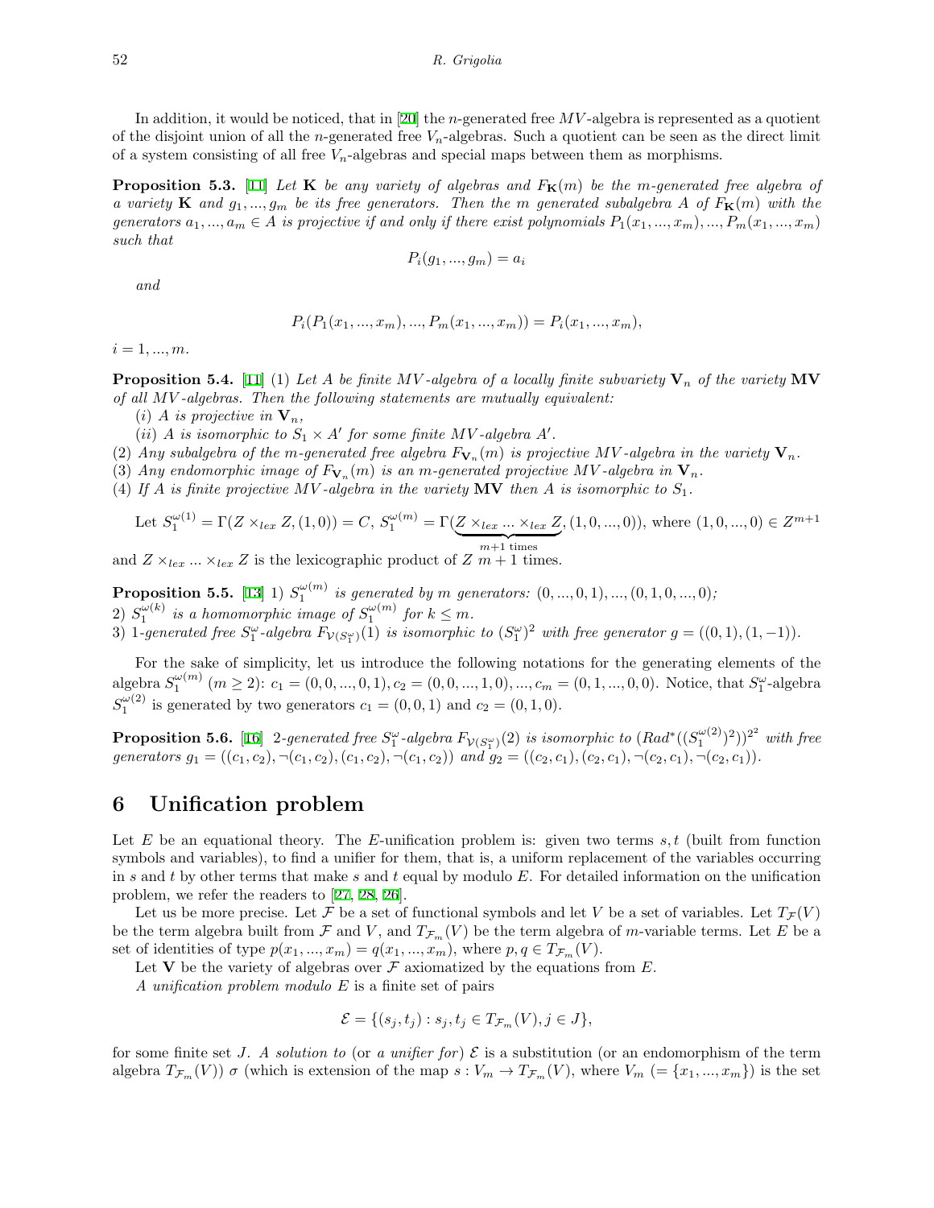In addition, it would be noticed, that in [20] the $n$-generated free $MV$-algebra is represented as a quotient of the disjoint union of all the $n$-generated free $V_n$-algebras. Such a quotient can be seen as the direct limit of a system consisting of all free $V_n$-algebras and special maps between them as morphisms.

**Proposition 5.3.** [11] *Let* $\mathbf{K}$ *be any variety of algebras and* $F_{\mathbf{K}}(m)$ *be the* $m$*-generated free algebra of a variety* $\mathbf{K}$ *and* $g_1, ..., g_m$ *be its free generators. Then the* $m$ *generated subalgebra* $A$ *of* $F_{\mathbf{K}}(m)$ *with the generators* $a_1, ..., a_m \in A$ *is projective if and only if there exist polynomials* $P_1(x_1, ..., x_m), ..., P_m(x_1, ..., x_m)$ *such that*

$$P_i(g_1, ..., g_m) = a_i$$

*and*

$$P_i(P_1(x_1, ..., x_m), ..., P_m(x_1, ..., x_m)) = P_i(x_1, ..., x_m),$$

$i = 1, ..., m$.

**Proposition 5.4.** [11] (1) *Let* $A$ *be finite* $MV$*-algebra of a locally finite subvariety* $\mathbf{V}_n$ *of the variety* $\mathbf{MV}$ *of all* $MV$*-algebras. Then the following statements are mutually equivalent:*

($i$) *$A$ is projective in* $\mathbf{V}_n$,

($ii$) *$A$ is isomorphic to* $S_1 \times A'$ *for some finite* $MV$*-algebra* $A'$.

(2) *Any subalgebra of the* $m$*-generated free algebra* $F_{\mathbf{V}_n}(m)$ *is projective* $MV$*-algebra in the variety* $\mathbf{V}_n$.

(3) *Any endomorphic image of* $F_{\mathbf{V}_n}(m)$ *is an* $m$*-generated projective* $MV$*-algebra in* $\mathbf{V}_n$.

(4) *If* $A$ *is finite projective* $MV$*-algebra in the variety* $\mathbf{MV}$ *then* $A$ *is isomorphic to* $S_1$.

Let $S_1^{\omega(1)} = \Gamma(Z \times_{lex} Z, (1, 0)) = C$, $S_1^{\omega(m)} = \Gamma(\underbrace{Z \times_{lex} ... \times_{lex} Z}_{m+1 \text{ times}}, (1, 0, ..., 0))$, where $(1, 0, ..., 0) \in Z^{m+1}$ and $Z \times_{lex} ... \times_{lex} Z$ is the lexicographic product of $Z$ $m + 1$ times.

**Proposition 5.5.** [13] 1) *$S_1^{\omega(m)}$ is generated by* $m$ *generators:* $(0, ..., 0, 1), ..., (0, 1, 0, ..., 0)$;
2) *$S_1^{\omega(k)}$ is a homomorphic image of* $S_1^{\omega(m)}$ *for* $k \leq m$.
3) *1-generated free* $S_1^{\omega}$*-algebra* $F_{\mathcal{V}(S_1^{\omega})}(1)$ *is isomorphic to* $(S_1^{\omega})^2$ *with free generator* $g = ((0, 1), (1, -1))$.

For the sake of simplicity, let us introduce the following notations for the generating elements of the algebra $S_1^{\omega(m)}$ $(m \geq 2)$: $c_1 = (0, 0, ..., 0, 1), c_2 = (0, 0, ..., 1, 0), ..., c_m = (0, 1, ..., 0, 0)$. Notice, that $S_1^{\omega}$-algebra $S_1^{\omega(2)}$ is generated by two generators $c_1 = (0, 0, 1)$ and $c_2 = (0, 1, 0)$.

**Proposition 5.6.** [16] *2-generated free* $S_1^{\omega}$*-algebra* $F_{\mathcal{V}(S_1^{\omega})}(2)$ *is isomorphic to* $(Rad^*((S_1^{\omega(2)})^2))^{2^2}$ *with free generators* $g_1 = ((c_1, c_2), \neg(c_1, c_2), (c_1, c_2), \neg(c_1, c_2))$ *and* $g_2 = ((c_2, c_1), (c_2, c_1), \neg(c_2, c_1), \neg(c_2, c_1))$.

# 6 Unification problem

Let $E$ be an equational theory. The $E$-unification problem is: given two terms $s, t$ (built from function symbols and variables), to find a unifier for them, that is, a uniform replacement of the variables occurring in $s$ and $t$ by other terms that make $s$ and $t$ equal by modulo $E$. For detailed information on the unification problem, we refer the readers to [27, 28, 26].

Let us be more precise. Let $\mathcal{F}$ be a set of functional symbols and let $V$ be a set of variables. Let $T_{\mathcal{F}}(V)$ be the term algebra built from $\mathcal{F}$ and $V$, and $T_{\mathcal{F}_m}(V)$ be the term algebra of $m$-variable terms. Let $E$ be a set of identities of type $p(x_1, ..., x_m) = q(x_1, ..., x_m)$, where $p, q \in T_{\mathcal{F}_m}(V)$.

Let $\mathbf{V}$ be the variety of algebras over $\mathcal{F}$ axiomatized by the equations from $E$.

*A unification problem modulo* $E$ is a finite set of pairs

$$\mathcal{E} = \{(s_j, t_j) : s_j, t_j \in T_{\mathcal{F}_m}(V), j \in J\},$$

for some finite set $J$. *A solution to* (or *a unifier for*) $\mathcal{E}$ is a substitution (or an endomorphism of the term algebra $T_{\mathcal{F}_m}(V)$) $\sigma$ (which is extension of the map $s : V_m \to T_{\mathcal{F}_m}(V)$, where $V_m$ $(= \{x_1, ..., x_m\})$ is the set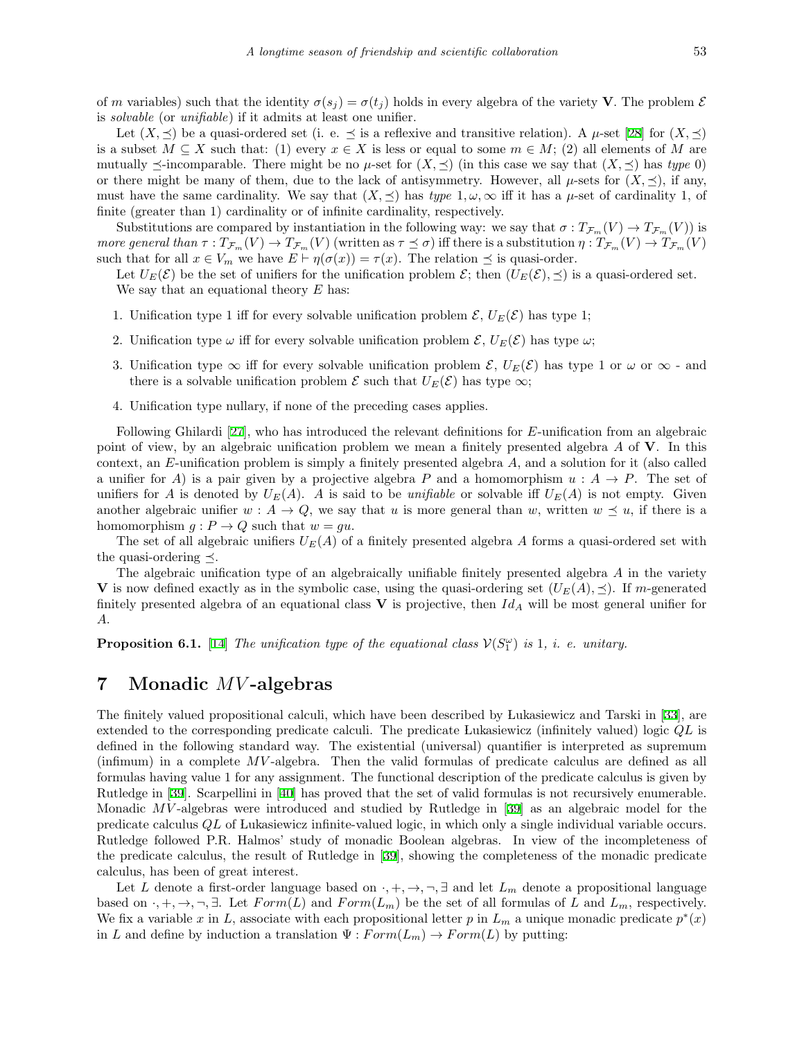of $m$ variables) such that the identity $\sigma(s_j) = \sigma(t_j)$ holds in every algebra of the variety $\mathbf{V}$. The problem $\mathcal{E}$ is *solvable* (or *unifiable*) if it admits at least one unifier.

Let $(X, \preceq)$ be a quasi-ordered set (i. e. $\preceq$ is a reflexive and transitive relation). A $\mu$-set [28] for $(X, \preceq)$ is a subset $M \subseteq X$ such that: (1) every $x \in X$ is less or equal to some $m \in M$; (2) all elements of $M$ are mutually $\preceq$-incomparable. There might be no $\mu$-set for $(X, \preceq)$ (in this case we say that $(X, \preceq)$ has *type* 0) or there might be many of them, due to the lack of antisymmetry. However, all $\mu$-sets for $(X, \preceq)$, if any, must have the same cardinality. We say that $(X, \preceq)$ has *type* $1, \omega, \infty$ iff it has a $\mu$-set of cardinality 1, of finite (greater than 1) cardinality or of infinite cardinality, respectively.

Substitutions are compared by instantiation in the following way: we say that $\sigma : T_{\mathcal{F}_m}(V) \to T_{\mathcal{F}_m}(V))$ is *more general than* $\tau : T_{\mathcal{F}_m}(V) \to T_{\mathcal{F}_m}(V)$ (written as $\tau \preceq \sigma$) iff there is a substitution $\eta : T_{\mathcal{F}_m}(V) \to T_{\mathcal{F}_m}(V)$ such that for all $x \in V_m$ we have $E \vdash \eta(\sigma(x)) = \tau(x)$. The relation $\preceq$ is quasi-order.

Let $U_E(\mathcal{E})$ be the set of unifiers for the unification problem $\mathcal{E}$; then $(U_E(\mathcal{E}), \preceq)$ is a quasi-ordered set.

We say that an equational theory $E$ has:

1. Unification type 1 iff for every solvable unification problem $\mathcal{E}$, $U_E(\mathcal{E})$ has type 1;
2. Unification type $\omega$ iff for every solvable unification problem $\mathcal{E}$, $U_E(\mathcal{E})$ has type $\omega$;
3. Unification type $\infty$ iff for every solvable unification problem $\mathcal{E}$, $U_E(\mathcal{E})$ has type 1 or $\omega$ or $\infty$ - and there is a solvable unification problem $\mathcal{E}$ such that $U_E(\mathcal{E})$ has type $\infty$;
4. Unification type nullary, if none of the preceding cases applies.

Following Ghilardi [27], who has introduced the relevant definitions for $E$-unification from an algebraic point of view, by an algebraic unification problem we mean a finitely presented algebra $A$ of $\mathbf{V}$. In this context, an $E$-unification problem is simply a finitely presented algebra $A$, and a solution for it (also called a unifier for $A$) is a pair given by a projective algebra $P$ and a homomorphism $u : A \to P$. The set of unifiers for $A$ is denoted by $U_E(A)$. $A$ is said to be *unifiable* or solvable iff $U_E(A)$ is not empty. Given another algebraic unifier $w : A \to Q$, we say that $u$ is more general than $w$, written $w \preceq u$, if there is a homomorphism $g : P \to Q$ such that $w = gu$.

The set of all algebraic unifiers $U_E(A)$ of a finitely presented algebra $A$ forms a quasi-ordered set with the quasi-ordering $\preceq$.

The algebraic unification type of an algebraically unifiable finitely presented algebra $A$ in the variety $\mathbf{V}$ is now defined exactly as in the symbolic case, using the quasi-ordering set $(U_E(A), \preceq)$. If $m$-generated finitely presented algebra of an equational class $\mathbf{V}$ is projective, then $Id_A$ will be most general unifier for $A$.

**Proposition 6.1.** [14] *The unification type of the equational class $\mathcal{V}(S_1^\omega)$ is 1, i. e. unitary.*

# 7 Monadic $MV$-algebras

The finitely valued propositional calculi, which have been described by Łukasiewicz and Tarski in [33], are extended to the corresponding predicate calculi. The predicate Łukasiewicz (infinitely valued) logic $QL$ is defined in the following standard way. The existential (universal) quantifier is interpreted as supremum (infimum) in a complete $MV$-algebra. Then the valid formulas of predicate calculus are defined as all formulas having value 1 for any assignment. The functional description of the predicate calculus is given by Rutledge in [39]. Scarpellini in [40] has proved that the set of valid formulas is not recursively enumerable. Monadic $MV$-algebras were introduced and studied by Rutledge in [39] as an algebraic model for the predicate calculus $QL$ of Łukasiewicz infinite-valued logic, in which only a single individual variable occurs. Rutledge followed P.R. Halmos' study of monadic Boolean algebras. In view of the incompleteness of the predicate calculus, the result of Rutledge in [39], showing the completeness of the monadic predicate calculus, has been of great interest.

Let $L$ denote a first-order language based on $\cdot, +, \to, \neg, \exists$ and let $L_m$ denote a propositional language based on $\cdot, +, \to, \neg, \exists$. Let $Form(L)$ and $Form(L_m)$ be the set of all formulas of $L$ and $L_m$, respectively. We fix a variable $x$ in $L$, associate with each propositional letter $p$ in $L_m$ a unique monadic predicate $p^*(x)$ in $L$ and define by induction a translation $\Psi : Form(L_m) \to Form(L)$ by putting: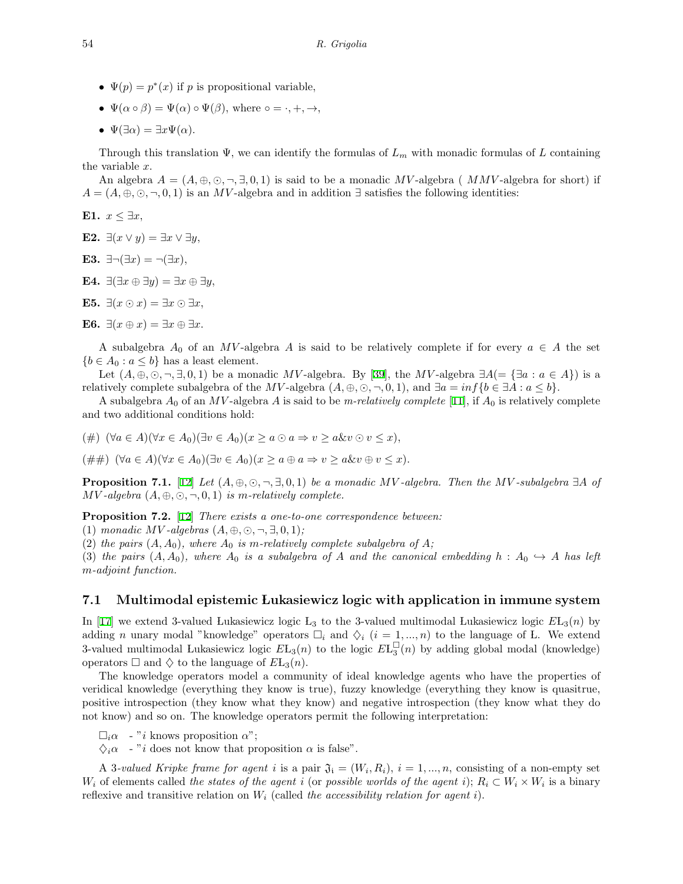- $\Psi(p) = p^*(x)$ if $p$ is propositional variable,
- $\Psi(\alpha \circ \beta) = \Psi(\alpha) \circ \Psi(\beta)$, where $\circ = \cdot, +, \to$,
- $\Psi(\exists\alpha) = \exists x \Psi(\alpha)$.

Through this translation $\Psi$, we can identify the formulas of $L_m$ with monadic formulas of $L$ containing the variable $x$.

An algebra $A = (A, \oplus, \odot, \neg, \exists, 0, 1)$ is said to be a monadic $MV$-algebra ( $MMV$-algebra for short) if $A = (A, \oplus, \odot, \neg, 0, 1)$ is an $MV$-algebra and in addition $\exists$ satisfies the following identities:

**E1.** $x \leq \exists x$,

**E2.** $\exists(x \vee y) = \exists x \vee \exists y$,

**E3.** $\exists\neg(\exists x) = \neg(\exists x)$,

**E4.** $\exists(\exists x \oplus \exists y) = \exists x \oplus \exists y$,

**E5.** $\exists(x \odot x) = \exists x \odot \exists x$,

**E6.** $\exists(x \oplus x) = \exists x \oplus \exists x$.

A subalgebra $A_0$ of an $MV$-algebra $A$ is said to be relatively complete if for every $a \in A$ the set $\{b \in A_0 : a \leq b\}$ has a least element.

Let $(A, \oplus, \odot, \neg, \exists, 0, 1)$ be a monadic $MV$-algebra. By [39], the $MV$-algebra $\exists A (= \{\exists a : a \in A\})$ is a relatively complete subalgebra of the $MV$-algebra $(A, \oplus, \odot, \neg, 0, 1)$, and $\exists a = inf\{b \in \exists A : a \leq b\}$.

A subalgebra $A_0$ of an $MV$-algebra $A$ is said to be *m-relatively complete* [11], if $A_0$ is relatively complete and two additional conditions hold:

$(\#)$ $(\forall a \in A)(\forall x \in A_0)(\exists v \in A_0)(x \geq a \odot a \Rightarrow v \geq a \& v \odot v \leq x)$,

$(\#\#)$ $(\forall a \in A)(\forall x \in A_0)(\exists v \in A_0)(x \geq a \oplus a \Rightarrow v \geq a \& v \oplus v \leq x)$.

**Proposition 7.1.** [12] *Let $(A, \oplus, \odot, \neg, \exists, 0, 1)$ be a monadic $MV$-algebra. Then the $MV$-subalgebra $\exists A$ of $MV$-algebra $(A, \oplus, \odot, \neg, 0, 1)$ is m-relatively complete.*

**Proposition 7.2.** [12] *There exists a one-to-one correspondence between:*
(1) *monadic $MV$-algebras $(A, \oplus, \odot, \neg, \exists, 0, 1)$;*
(2) *the pairs $(A, A_0)$, where $A_0$ is m-relatively complete subalgebra of $A$;*
(3) *the pairs $(A, A_0)$, where $A_0$ is a subalgebra of $A$ and the canonical embedding $h : A_0 \hookrightarrow A$ has left m-adjoint function.*

## 7.1 Multimodal epistemic Łukasiewicz logic with application in immune system

In [17] we extend 3-valued Łukasiewicz logic $Ł_3$ to the 3-valued multimodal Łukasiewicz logic $EŁ_3(n)$ by adding $n$ unary modal "knowledge" operators $\Box_i$ and $\Diamond_i$ $(i = 1, ..., n)$ to the language of Ł. We extend 3-valued multimodal Łukasiewicz logic $EŁ_3(n)$ to the logic $EŁ_3^{\Box}(n)$ by adding global modal (knowledge) operators $\Box$ and $\Diamond$ to the language of $EŁ_3(n)$.

The knowledge operators model a community of ideal knowledge agents who have the properties of veridical knowledge (everything they know is true), fuzzy knowledge (everything they know is quasitrue, positive introspection (they know what they know) and negative introspection (they know what they do not know) and so on. The knowledge operators permit the following interpretation:

$\Box_i\alpha$ - "$i$ knows proposition $\alpha$";
$\Diamond_i\alpha$ - "$i$ does not know that proposition $\alpha$ is false".

A *3-valued Kripke frame for agent i* is a pair $\mathfrak{J}_i = (W_i, R_i)$, $i = 1, ..., n$, consisting of a non-empty set $W_i$ of elements called *the states of the agent i* (or *possible worlds of the agent i*); $R_i \subset W_i \times W_i$ is a binary reflexive and transitive relation on $W_i$ (called *the accessibility relation for agent i*).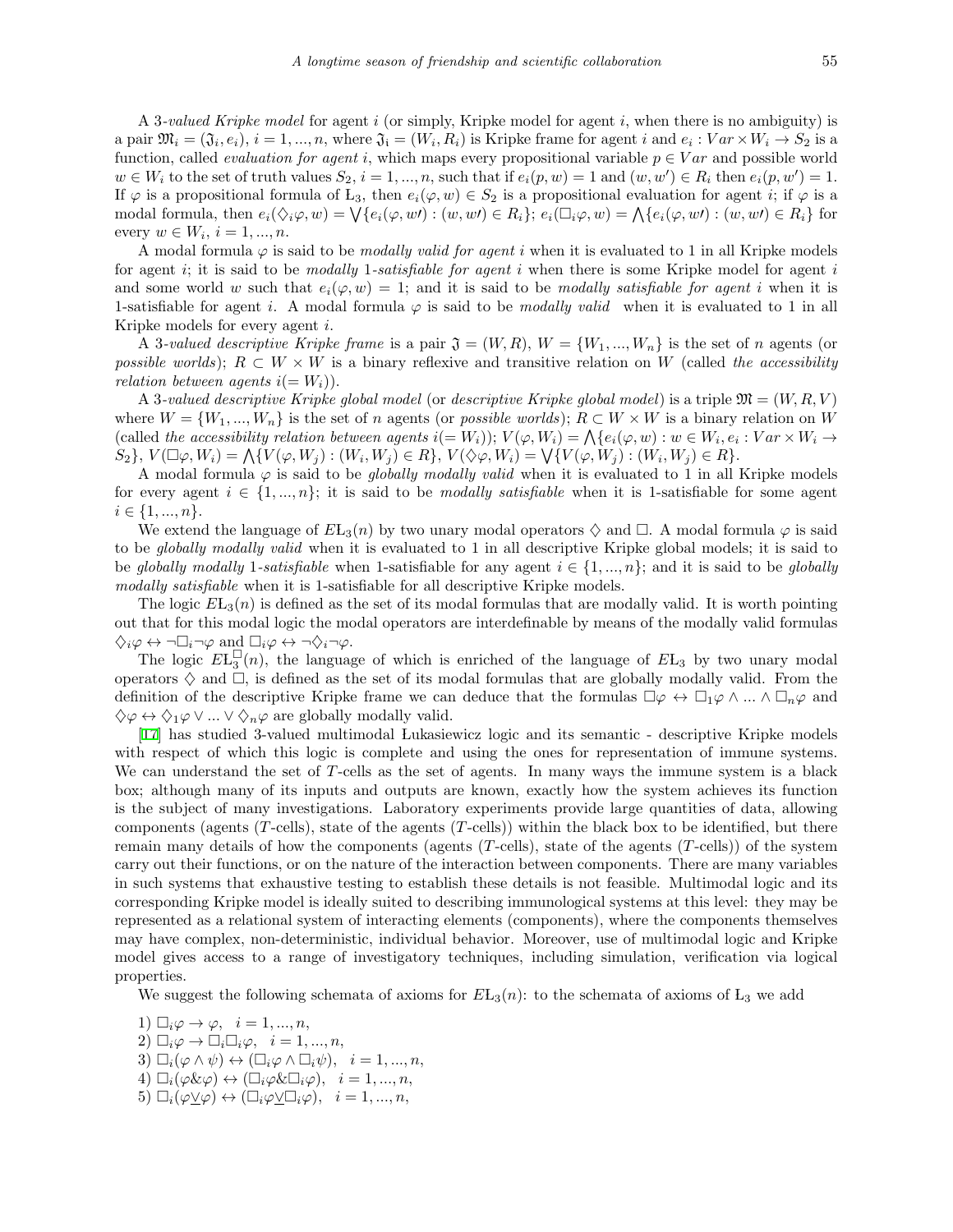A 3-*valued Kripke model* for agent $i$ (or simply, Kripke model for agent $i$, when there is no ambiguity) is a pair $\mathfrak{M}_i = (\mathfrak{J}_i, e_i)$, $i = 1, ..., n$, where $\mathfrak{J}_i = (W_i, R_i)$ is Kripke frame for agent $i$ and $e_i : Var \times W_i \to S_2$ is a function, called *evaluation for agent* $i$, which maps every propositional variable $p \in Var$ and possible world $w \in W_i$ to the set of truth values $S_2$, $i = 1, ..., n$, such that if $e_i(p, w) = 1$ and $(w, w') \in R_i$ then $e_i(p, w') = 1$. If $\varphi$ is a propositional formula of $\mathrm{L}_3$, then $e_i(\varphi, w) \in S_2$ is a propositional evaluation for agent $i$; if $\varphi$ is a modal formula, then $e_i(\Diamond_i \varphi, w) = \bigvee\{e_i(\varphi, w\prime) : (w, w\prime) \in R_i\}$; $e_i(\Box_i \varphi, w) = \bigwedge\{e_i(\varphi, w\prime) : (w, w\prime) \in R_i\}$ for every $w \in W_i$, $i = 1, ..., n$.

A modal formula $\varphi$ is said to be *modally valid for agent* $i$ when it is evaluated to 1 in all Kripke models for agent $i$; it is said to be *modally* 1-*satisfiable for agent* $i$ when there is some Kripke model for agent $i$ and some world $w$ such that $e_i(\varphi, w) = 1$; and it is said to be *modally satisfiable for agent* $i$ when it is 1-satisfiable for agent $i$. A modal formula $\varphi$ is said to be *modally valid* when it is evaluated to 1 in all Kripke models for every agent $i$.

A 3-*valued descriptive Kripke frame* is a pair $\mathfrak{J} = (W, R)$, $W = \{W_1, ..., W_n\}$ is the set of $n$ agents (or *possible worlds*); $R \subset W \times W$ is a binary reflexive and transitive relation on $W$ (called *the accessibility relation between agents* $i(= W_i)$).

A 3-*valued descriptive Kripke global model* (or *descriptive Kripke global model*) is a triple $\mathfrak{M} = (W, R, V)$ where $W = \{W_1, ..., W_n\}$ is the set of $n$ agents (or *possible worlds*); $R \subset W \times W$ is a binary relation on $W$ (called *the accessibility relation between agents* $i(= W_i)$); $V(\varphi, W_i) = \bigwedge\{e_i(\varphi, w) : w \in W_i, e_i : Var \times W_i \to S_2\}$, $V(\Box\varphi, W_i) = \bigwedge\{V(\varphi, W_j) : (W_i, W_j) \in R\}$, $V(\Diamond\varphi, W_i) = \bigvee\{V(\varphi, W_j) : (W_i, W_j) \in R\}$.

A modal formula $\varphi$ is said to be *globally modally valid* when it is evaluated to 1 in all Kripke models for every agent $i \in \{1, ..., n\}$; it is said to be *modally satisfiable* when it is 1-satisfiable for some agent $i \in \{1, ..., n\}$.

We extend the language of $E\mathrm{L}_3(n)$ by two unary modal operators $\Diamond$ and $\Box$. A modal formula $\varphi$ is said to be *globally modally valid* when it is evaluated to 1 in all descriptive Kripke global models; it is said to be *globally modally* 1-*satisfiable* when 1-satisfiable for any agent $i \in \{1, ..., n\}$; and it is said to be *globally modally satisfiable* when it is 1-satisfiable for all descriptive Kripke models.

The logic $E\mathrm{L}_3(n)$ is defined as the set of its modal formulas that are modally valid. It is worth pointing out that for this modal logic the modal operators are interdefinable by means of the modally valid formulas $\Diamond_i\varphi \leftrightarrow \neg\Box_i\neg\varphi$ and $\Box_i\varphi \leftrightarrow \neg\Diamond_i\neg\varphi$.

The logic $E\mathrm{L}_3^{\Box}(n)$, the language of which is enriched of the language of $E\mathrm{L}_3$ by two unary modal operators $\Diamond$ and $\Box$, is defined as the set of its modal formulas that are globally modally valid. From the definition of the descriptive Kripke frame we can deduce that the formulas $\Box\varphi \leftrightarrow \Box_1\varphi \wedge ... \wedge \Box_n\varphi$ and $\Diamond\varphi \leftrightarrow \Diamond_1\varphi \vee ... \vee \Diamond_n\varphi$ are globally modally valid.

[17] has studied 3-valued multimodal Łukasiewicz logic and its semantic - descriptive Kripke models with respect of which this logic is complete and using the ones for representation of immune systems. We can understand the set of $T$-cells as the set of agents. In many ways the immune system is a black box; although many of its inputs and outputs are known, exactly how the system achieves its function is the subject of many investigations. Laboratory experiments provide large quantities of data, allowing components (agents ($T$-cells), state of the agents ($T$-cells)) within the black box to be identified, but there remain many details of how the components (agents ($T$-cells), state of the agents ($T$-cells)) of the system carry out their functions, or on the nature of the interaction between components. There are many variables in such systems that exhaustive testing to establish these details is not feasible. Multimodal logic and its corresponding Kripke model is ideally suited to describing immunological systems at this level: they may be represented as a relational system of interacting elements (components), where the components themselves may have complex, non-deterministic, individual behavior. Moreover, use of multimodal logic and Kripke model gives access to a range of investigatory techniques, including simulation, verification via logical properties.

We suggest the following schemata of axioms for $E\mathrm{L}_3(n)$: to the schemata of axioms of $\mathrm{L}_3$ we add

1) $\Box_i\varphi \to \varphi, \quad i = 1, ..., n,$
2) $\Box_i\varphi \to \Box_i\Box_i\varphi, \quad i = 1, ..., n,$
3) $\Box_i(\varphi \wedge \psi) \leftrightarrow (\Box_i\varphi \wedge \Box_i\psi), \quad i = 1, ..., n,$
4) $\Box_i(\varphi \& \varphi) \leftrightarrow (\Box_i\varphi \& \Box_i\varphi), \quad i = 1, ..., n,$
5) $\Box_i(\varphi \underline{\vee} \varphi) \leftrightarrow (\Box_i\varphi \underline{\vee} \Box_i\varphi), \quad i = 1, ..., n,$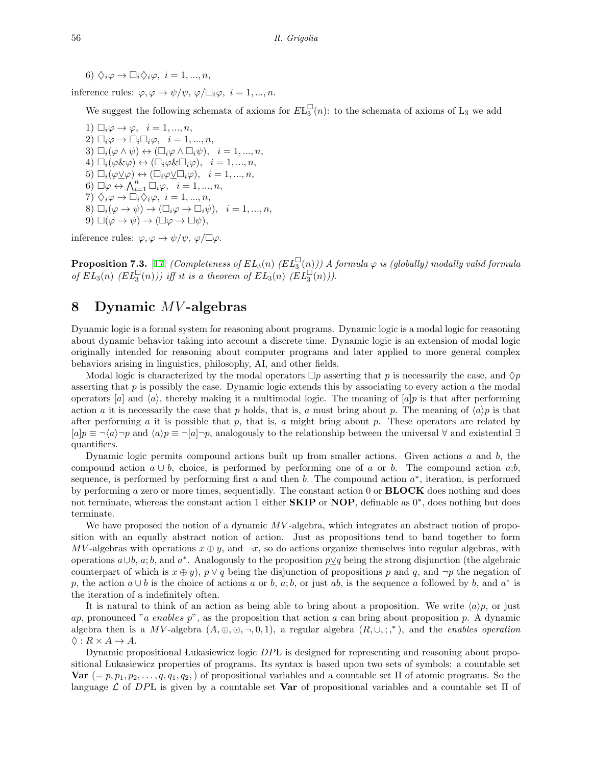6) $\Diamond_i \varphi \to \Box_i \Diamond_i \varphi,\ i = 1, ..., n,$

inference rules: $\varphi, \varphi \to \psi / \psi,\ \varphi / \Box_i \varphi,\ i = 1, ..., n.$

We suggest the following schemata of axioms for $EL_3^{\Box}(n)$: to the schemata of axioms of $L_3$ we add

1) $\Box_i \varphi \to \varphi, \quad i = 1, ..., n,$
2) $\Box_i \varphi \to \Box_i \Box_i \varphi, \quad i = 1, ..., n,$
3) $\Box_i (\varphi \wedge \psi) \leftrightarrow (\Box_i \varphi \wedge \Box_i \psi), \quad i = 1, ..., n,$
4) $\Box_i (\varphi \& \varphi) \leftrightarrow (\Box_i \varphi \& \Box_i \varphi), \quad i = 1, ..., n,$
5) $\Box_i (\varphi \underline{\vee} \varphi) \leftrightarrow (\Box_i \varphi \underline{\vee} \Box_i \varphi), \quad i = 1, ..., n,$
6) $\Box \varphi \leftrightarrow \bigwedge_{i=1}^{n} \Box_i \varphi, \quad i = 1, ..., n,$
7) $\Diamond_i \varphi \to \Box_i \Diamond_i \varphi,\ i = 1, ..., n,$
8) $\Box_i (\varphi \to \psi) \to (\Box_i \varphi \to \Box_i \psi), \quad i = 1, ..., n,$
9) $\Box (\varphi \to \psi) \to (\Box \varphi \to \Box \psi),$

inference rules: $\varphi, \varphi \to \psi / \psi,\ \varphi / \Box \varphi.$

**Proposition 7.3.** [17] *(Completeness of $EL_3(n)$ ($EL_3^{\Box}(n)$)) A formula $\varphi$ is (globally) modally valid formula of $EL_3(n)$ ($EL_3^{\Box}(n)$) iff it is a theorem of $EL_3(n)$ ($EL_3^{\Box}(n)$).*

## 8 Dynamic $MV$-algebras

Dynamic logic is a formal system for reasoning about programs. Dynamic logic is a modal logic for reasoning about dynamic behavior taking into account a discrete time. Dynamic logic is an extension of modal logic originally intended for reasoning about computer programs and later applied to more general complex behaviors arising in linguistics, philosophy, AI, and other fields.

Modal logic is characterized by the modal operators $\Box p$ asserting that $p$ is necessarily the case, and $\Diamond p$ asserting that $p$ is possibly the case. Dynamic logic extends this by associating to every action $a$ the modal operators $[a]$ and $\langle a \rangle$, thereby making it a multimodal logic. The meaning of $[a]p$ is that after performing action $a$ it is necessarily the case that $p$ holds, that is, $a$ must bring about $p$. The meaning of $\langle a \rangle p$ is that after performing $a$ it is possible that $p$, that is, $a$ might bring about $p$. These operators are related by $[a]p \equiv \neg \langle a \rangle \neg p$ and $\langle a \rangle p \equiv \neg [a] \neg p$, analogously to the relationship between the universal $\forall$ and existential $\exists$ quantifiers.

Dynamic logic permits compound actions built up from smaller actions. Given actions $a$ and $b$, the compound action $a \cup b$, choice, is performed by performing one of $a$ or $b$. The compound action $a;b$, sequence, is performed by performing first $a$ and then $b$. The compound action $a^*$, iteration, is performed by performing $a$ zero or more times, sequentially. The constant action 0 or **BLOCK** does nothing and does not terminate, whereas the constant action 1 either **SKIP** or **NOP**, definable as $0^*$, does nothing but does terminate.

We have proposed the notion of a dynamic $MV$-algebra, which integrates an abstract notion of proposition with an equally abstract notion of action. Just as propositions tend to band together to form $MV$-algebras with operations $x \oplus y$, and $\neg x$, so do actions organize themselves into regular algebras, with operations $a \cup b$, $a;b$, and $a^*$. Analogously to the proposition $p \underline{\vee} q$ being the strong disjunction (the algebraic counterpart of which is $x \oplus y$), $p \vee q$ being the disjunction of propositions $p$ and $q$, and $\neg p$ the negation of $p$, the action $a \cup b$ is the choice of actions $a$ or $b$, $a;b$, or just $ab$, is the sequence $a$ followed by $b$, and $a^*$ is the iteration of a indefinitely often.

It is natural to think of an action as being able to bring about a proposition. We write $\langle a \rangle p$, or just $ap$, pronounced "*a enables p*", as the proposition that action $a$ can bring about proposition $p$. A dynamic algebra then is a $MV$-algebra $(A, \oplus, \odot, \neg, 0, 1)$, a regular algebra $(R, \cup, ;, ^*)$, and the *enables operation* $\Diamond : R \times A \to A$.

Dynamic propositional Łukasiewicz logic $DP$Ł is designed for representing and reasoning about propositional Łukasiewicz properties of programs. Its syntax is based upon two sets of symbols: a countable set **Var** $(= p, p_1, p_2, \ldots, q, q_1, q_2, )$ of propositional variables and a countable set $\Pi$ of atomic programs. So the language $\mathcal{L}$ of $DP$Ł is given by a countable set **Var** of propositional variables and a countable set $\Pi$ of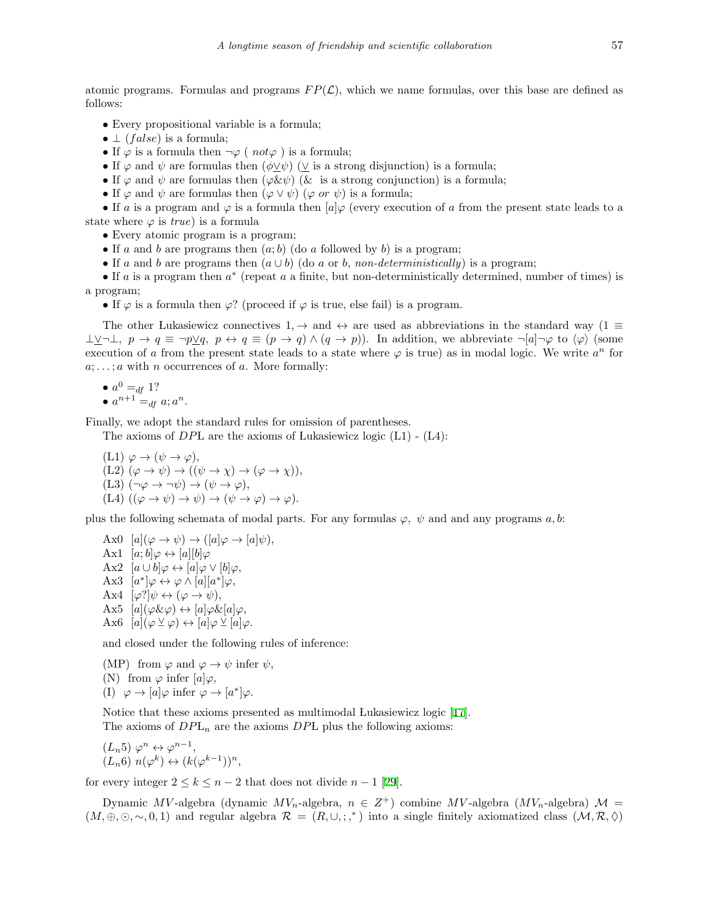atomic programs. Formulas and programs $FP(\mathcal{L})$, which we name formulas, over this base are defined as follows:

- Every propositional variable is a formula;
- $\perp$ ($false$) is a formula;
- If $\varphi$ is a formula then $\neg\varphi$ ( $not\varphi$ ) is a formula;
- If $\varphi$ and $\psi$ are formulas then $(\phi\underline{\vee}\psi)$ ($\underline{\vee}$ is a strong disjunction) is a formula;
- If $\varphi$ and $\psi$ are formulas then $(\varphi\&\psi)$ ($\&$ is a strong conjunction) is a formula;
- If $\varphi$ and $\psi$ are formulas then $(\varphi \vee \psi)$ ($\varphi$ *or* $\psi$) is a formula;
- If $a$ is a program and $\varphi$ is a formula then $[a]\varphi$ (every execution of $a$ from the present state leads to a state where $\varphi$ is *true*) is a formula
- Every atomic program is a program;
- If $a$ and $b$ are programs then $(a; b)$ (do $a$ followed by $b$) is a program;
- If $a$ and $b$ are programs then $(a \cup b)$ (do $a$ or $b$, *non-deterministically*) is a program;
- If $a$ is a program then $a^*$ (repeat $a$ a finite, but non-deterministically determined, number of times) is a program;
- If $\varphi$ is a formula then $\varphi?$ (proceed if $\varphi$ is true, else fail) is a program.

The other Łukasiewicz connectives $1, \rightarrow$ and $\leftrightarrow$ are used as abbreviations in the standard way ($1 \equiv \perp\underline{\vee}\neg\perp$, $p \rightarrow q \equiv \neg p\underline{\vee}q$, $p \leftrightarrow q \equiv (p \rightarrow q) \wedge (q \rightarrow p)$). In addition, we abbreviate $\neg[a]\neg\varphi$ to $\langle\varphi\rangle$ (some execution of $a$ from the present state leads to a state where $\varphi$ is true) as in modal logic. We write $a^n$ for $a; \ldots; a$ with $n$ occurrences of $a$. More formally:

- $a^0 =_{df} 1?$
- $a^{n+1} =_{df} a; a^n$.

Finally, we adopt the standard rules for omission of parentheses.

The axioms of $DP$Ł are the axioms of Łukasiewicz logic (L1) - (L4):

(L1) $\varphi \rightarrow (\psi \rightarrow \varphi)$,
(L2) $(\varphi \rightarrow \psi) \rightarrow ((\psi \rightarrow \chi) \rightarrow (\varphi \rightarrow \chi))$,
(L3) $(\neg\varphi \rightarrow \neg\psi) \rightarrow (\psi \rightarrow \varphi)$,
(L4) $((\varphi \rightarrow \psi) \rightarrow \psi) \rightarrow (\psi \rightarrow \varphi) \rightarrow \varphi)$.

plus the following schemata of modal parts. For any formulas $\varphi$, $\psi$ and and any programs $a, b$:

Ax0 $[a](\varphi \rightarrow \psi) \rightarrow ([a]\varphi \rightarrow [a]\psi)$,
Ax1 $[a; b]\varphi \leftrightarrow [a][b]\varphi$
Ax2 $[a \cup b]\varphi \leftrightarrow [a]\varphi \vee [b]\varphi$,
Ax3 $[a^*]\varphi \leftrightarrow \varphi \wedge [a][a^*]\varphi$,
Ax4 $[\varphi?]\psi \leftrightarrow (\varphi \rightarrow \psi)$,
Ax5 $[a](\varphi\&\varphi) \leftrightarrow [a]\varphi\&[a]\varphi$,
Ax6 $[a](\varphi \veebar \varphi) \leftrightarrow [a]\varphi \veebar [a]\varphi$.

and closed under the following rules of inference:

(MP) from $\varphi$ and $\varphi \rightarrow \psi$ infer $\psi$,
(N) from $\varphi$ infer $[a]\varphi$,
(I) $\varphi \rightarrow [a]\varphi$ infer $\varphi \rightarrow [a^*]\varphi$.

Notice that these axioms presented as multimodal Łukasiewicz logic [17].

The axioms of $DP$Ł$_n$ are the axioms $DP$Ł plus the following axioms:

($L_n$5) $\varphi^n \leftrightarrow \varphi^{n-1}$,
($L_n$6) $n(\varphi^k) \leftrightarrow (k(\varphi^{k-1}))^n$,

for every integer $2 \leq k \leq n-2$ that does not divide $n-1$ [29].

Dynamic $MV$-algebra (dynamic $MV_n$-algebra, $n \in Z^+$) combine $MV$-algebra ($MV_n$-algebra) $\mathcal{M} = (M, \oplus, \odot, \sim, 0, 1)$ and regular algebra $\mathcal{R} = (R, \cup, ;, ^*)$ into a single finitely axiomatized class $(\mathcal{M}, \mathcal{R}, \Diamond)$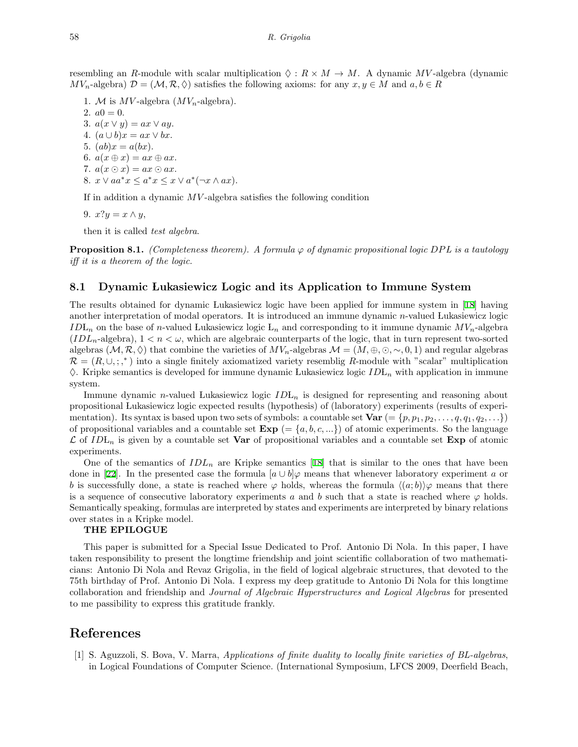resembling an $R$-module with scalar multiplication $\Diamond : R \times M \to M$. A dynamic $MV$-algebra (dynamic $MV_n$-algebra) $\mathcal{D} = (\mathcal{M}, \mathcal{R}, \Diamond)$ satisfies the following axioms: for any $x, y \in M$ and $a, b \in R$

1. $\mathcal{M}$ is $MV$-algebra ($MV_n$-algebra).
2. $a0 = 0$.
3. $a(x \vee y) = ax \vee ay$.
4. $(a \cup b)x = ax \vee bx$.
5. $(ab)x = a(bx)$.
6. $a(x \oplus x) = ax \oplus ax$.
7. $a(x \odot x) = ax \odot ax$.
8. $x \vee aa^*x \leq a^*x \leq x \vee a^*(\neg x \wedge ax)$.

If in addition a dynamic $MV$-algebra satisfies the following condition

9. $x?y = x \wedge y$,

then it is called *test algebra*.

**Proposition 8.1.** *(Completeness theorem). A formula $\varphi$ of dynamic propositional logic $DPL$ is a tautology iff it is a theorem of the logic.*

### 8.1 Dynamic Łukasiewicz Logic and its Application to Immune System

The results obtained for dynamic Łukasiewicz logic have been applied for immune system in [18] having another interpretation of modal operators. It is introduced an immune dynamic $n$-valued Łukasiewicz logic $ID\text{Ł}_n$ on the base of $n$-valued Łukasiewicz logic $\text{Ł}_n$ and corresponding to it immune dynamic $MV_n$-algebra ($IDL_n$-algebra), $1 < n < \omega$, which are algebraic counterparts of the logic, that in turn represent two-sorted algebras $(\mathcal{M}, \mathcal{R}, \Diamond)$ that combine the varieties of $MV_n$-algebras $\mathcal{M} = (M, \oplus, \odot, \sim, 0, 1)$ and regular algebras $\mathcal{R} = (R, \cup, ;, ^*)$ into a single finitely axiomatized variety resemblig $R$-module with "scalar" multiplication $\Diamond$. Kripke semantics is developed for immune dynamic Łukasiewicz logic $ID\text{Ł}_n$ with application in immune system.

Immune dynamic $n$-valued Łukasiewicz logic $ID\text{Ł}_n$ is designed for representing and reasoning about propositional Łukasiewicz logic expected results (hypothesis) of (laboratory) experiments (results of experimentation). Its syntax is based upon two sets of symbols: a countable set $\mathbf{Var}$ $(= \{p, p_1, p_2, \ldots, q, q_1, q_2, \ldots\})$ of propositional variables and a countable set $\mathbf{Exp}$ $(= \{a, b, c, ...\})$ of atomic experiments. So the language $\mathcal{L}$ of $ID\text{Ł}_n$ is given by a countable set $\mathbf{Var}$ of propositional variables and a countable set $\mathbf{Exp}$ of atomic experiments.

One of the semantics of $IDL_n$ are Kripke semantics [18] that is similar to the ones that have been done in [22]. In the presented case the formula $[a \cup b]\varphi$ means that whenever laboratory experiment $a$ or $b$ is successfully done, a state is reached where $\varphi$ holds, whereas the formula $\langle(a; b)\rangle\varphi$ means that there is a sequence of consecutive laboratory experiments $a$ and $b$ such that a state is reached where $\varphi$ holds. Semantically speaking, formulas are interpreted by states and experiments are interpreted by binary relations over states in a Kripke model.

**THE EPILOGUE**

This paper is submitted for a Special Issue Dedicated to Prof. Antonio Di Nola. In this paper, I have taken responsibility to present the longtime friendship and joint scientific collaboration of two mathematicians: Antonio Di Nola and Revaz Grigolia, in the field of logical algebraic structures, that devoted to the 75th birthday of Prof. Antonio Di Nola. I express my deep gratitude to Antonio Di Nola for this longtime collaboration and friendship and *Journal of Algebraic Hyperstructures and Logical Algebras* for presented to me passibility to express this gratitude frankly.

## References

[1] S. Aguzzoli, S. Bova, V. Marra, *Applications of finite duality to locally finite varieties of BL-algebras*, in Logical Foundations of Computer Science. (International Symposium, LFCS 2009, Deerfield Beach,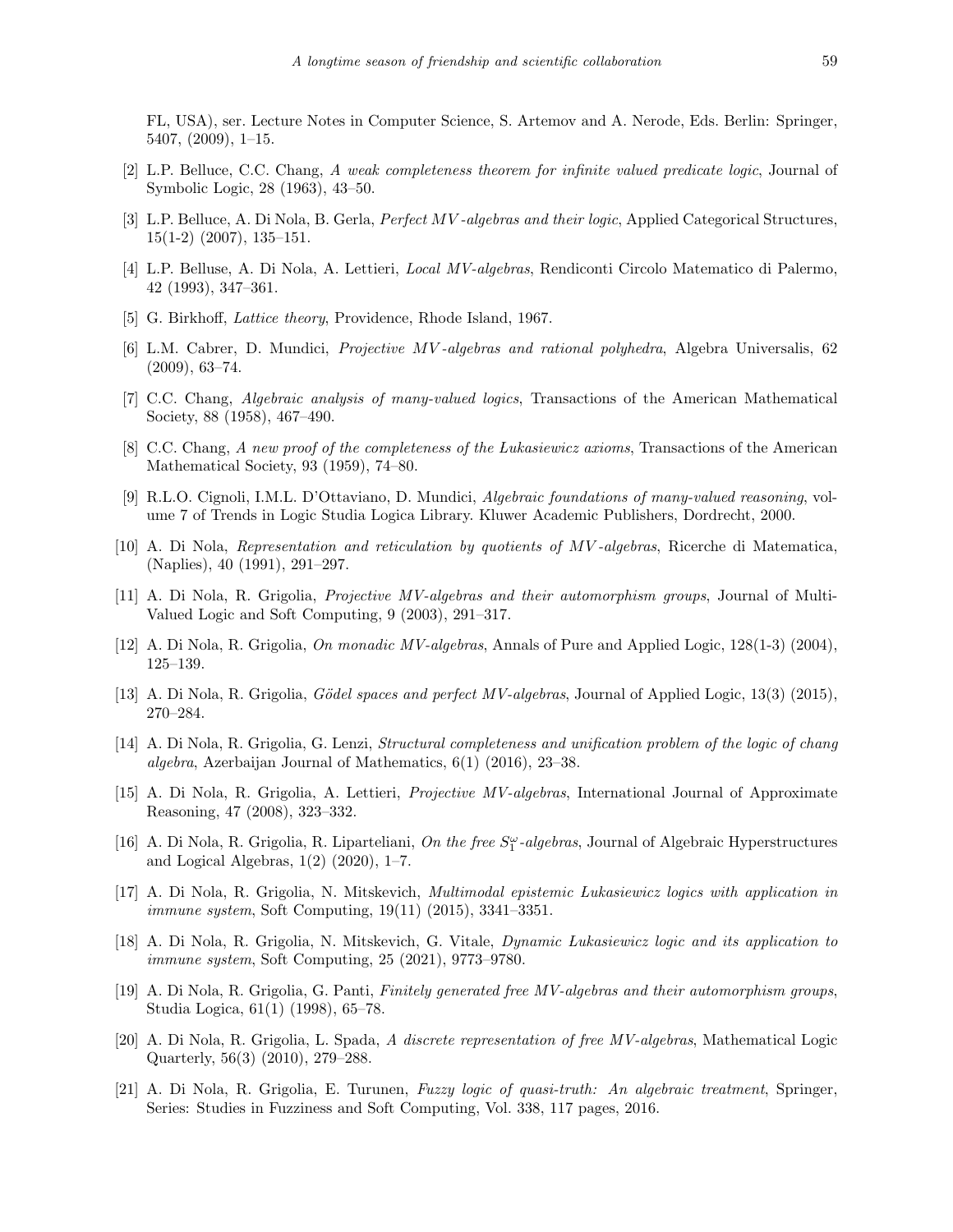FL, USA), ser. Lecture Notes in Computer Science, S. Artemov and A. Nerode, Eds. Berlin: Springer, 5407, (2009), 1–15.

[2] L.P. Belluce, C.C. Chang, *A weak completeness theorem for infinite valued predicate logic*, Journal of Symbolic Logic, 28 (1963), 43–50.

[3] L.P. Belluce, A. Di Nola, B. Gerla, *Perfect MV-algebras and their logic*, Applied Categorical Structures, 15(1-2) (2007), 135–151.

[4] L.P. Belluse, A. Di Nola, A. Lettieri, *Local MV-algebras*, Rendiconti Circolo Matematico di Palermo, 42 (1993), 347–361.

[5] G. Birkhoff, *Lattice theory*, Providence, Rhode Island, 1967.

[6] L.M. Cabrer, D. Mundici, *Projective MV-algebras and rational polyhedra*, Algebra Universalis, 62 (2009), 63–74.

[7] C.C. Chang, *Algebraic analysis of many-valued logics*, Transactions of the American Mathematical Society, 88 (1958), 467–490.

[8] C.C. Chang, *A new proof of the completeness of the Lukasiewicz axioms*, Transactions of the American Mathematical Society, 93 (1959), 74–80.

[9] R.L.O. Cignoli, I.M.L. D'Ottaviano, D. Mundici, *Algebraic foundations of many-valued reasoning*, volume 7 of Trends in Logic Studia Logica Library. Kluwer Academic Publishers, Dordrecht, 2000.

[10] A. Di Nola, *Representation and reticulation by quotients of MV-algebras*, Ricerche di Matematica, (Naplies), 40 (1991), 291–297.

[11] A. Di Nola, R. Grigolia, *Projective MV-algebras and their automorphism groups*, Journal of Multi-Valued Logic and Soft Computing, 9 (2003), 291–317.

[12] A. Di Nola, R. Grigolia, *On monadic MV-algebras*, Annals of Pure and Applied Logic, 128(1-3) (2004), 125–139.

[13] A. Di Nola, R. Grigolia, *Gödel spaces and perfect MV-algebras*, Journal of Applied Logic, 13(3) (2015), 270–284.

[14] A. Di Nola, R. Grigolia, G. Lenzi, *Structural completeness and unification problem of the logic of chang algebra*, Azerbaijan Journal of Mathematics, 6(1) (2016), 23–38.

[15] A. Di Nola, R. Grigolia, A. Lettieri, *Projective MV-algebras*, International Journal of Approximate Reasoning, 47 (2008), 323–332.

[16] A. Di Nola, R. Grigolia, R. Liparteliani, *On the free $S_1^\omega$-algebras*, Journal of Algebraic Hyperstructures and Logical Algebras, 1(2) (2020), 1–7.

[17] A. Di Nola, R. Grigolia, N. Mitskevich, *Multimodal epistemic Lukasiewicz logics with application in immune system*, Soft Computing, 19(11) (2015), 3341–3351.

[18] A. Di Nola, R. Grigolia, N. Mitskevich, G. Vitale, *Dynamic Lukasiewicz logic and its application to immune system*, Soft Computing, 25 (2021), 9773–9780.

[19] A. Di Nola, R. Grigolia, G. Panti, *Finitely generated free MV-algebras and their automorphism groups*, Studia Logica, 61(1) (1998), 65–78.

[20] A. Di Nola, R. Grigolia, L. Spada, *A discrete representation of free MV-algebras*, Mathematical Logic Quarterly, 56(3) (2010), 279–288.

[21] A. Di Nola, R. Grigolia, E. Turunen, *Fuzzy logic of quasi-truth: An algebraic treatment*, Springer, Series: Studies in Fuzziness and Soft Computing, Vol. 338, 117 pages, 2016.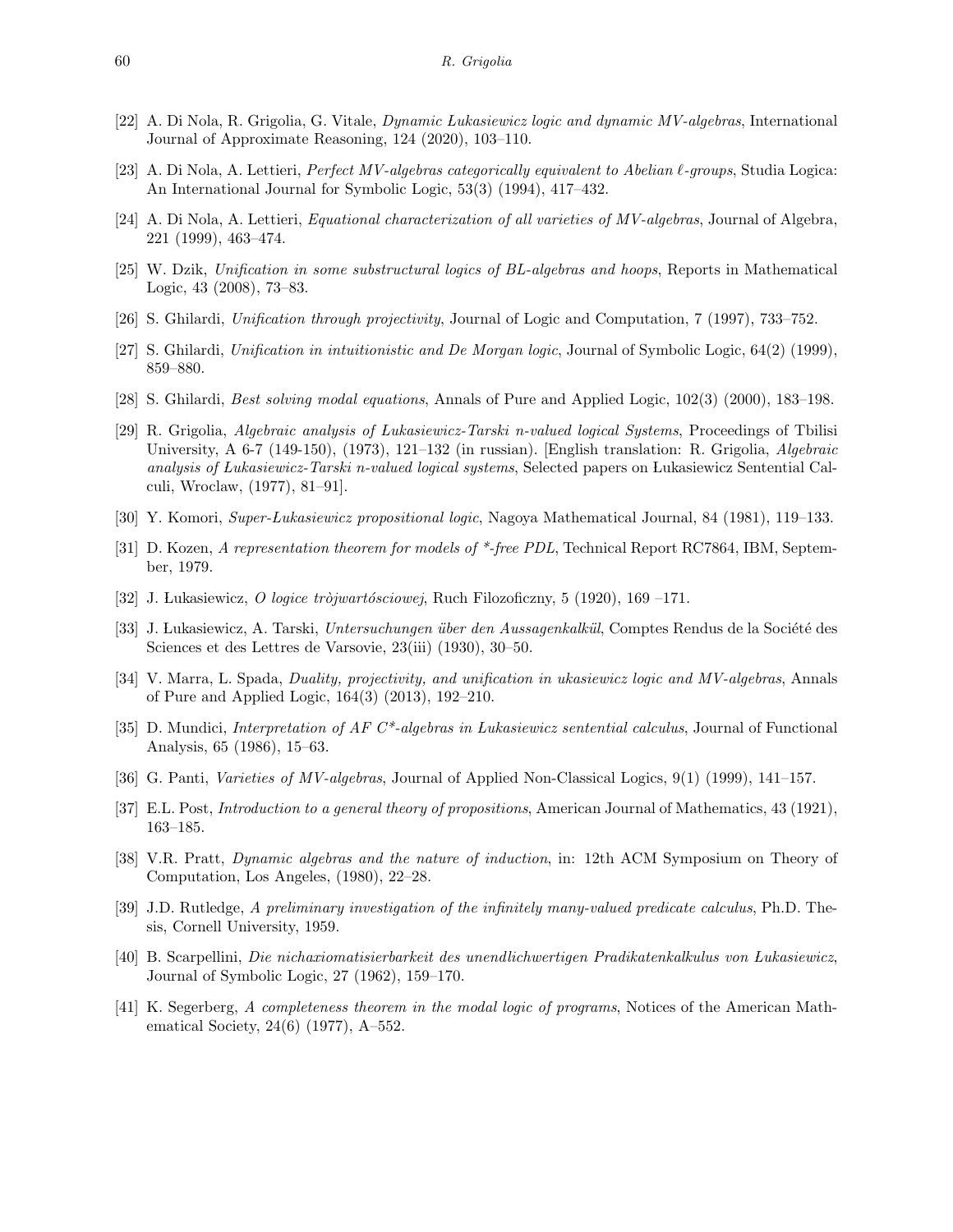[22] A. Di Nola, R. Grigolia, G. Vitale, *Dynamic Lukasiewicz logic and dynamic MV-algebras*, International Journal of Approximate Reasoning, 124 (2020), 103–110.

[23] A. Di Nola, A. Lettieri, *Perfect MV-algebras categorically equivalent to Abelian $\ell$-groups*, Studia Logica: An International Journal for Symbolic Logic, 53(3) (1994), 417–432.

[24] A. Di Nola, A. Lettieri, *Equational characterization of all varieties of MV-algebras*, Journal of Algebra, 221 (1999), 463–474.

[25] W. Dzik, *Unification in some substructural logics of BL-algebras and hoops*, Reports in Mathematical Logic, 43 (2008), 73–83.

[26] S. Ghilardi, *Unification through projectivity*, Journal of Logic and Computation, 7 (1997), 733–752.

[27] S. Ghilardi, *Unification in intuitionistic and De Morgan logic*, Journal of Symbolic Logic, 64(2) (1999), 859–880.

[28] S. Ghilardi, *Best solving modal equations*, Annals of Pure and Applied Logic, 102(3) (2000), 183–198.

[29] R. Grigolia, *Algebraic analysis of Lukasiewicz-Tarski n-valued logical Systems*, Proceedings of Tbilisi University, A 6-7 (149-150), (1973), 121–132 (in russian). [English translation: R. Grigolia, *Algebraic analysis of Lukasiewicz-Tarski n-valued logical systems*, Selected papers on Łukasiewicz Sentential Calculi, Wroclaw, (1977), 81–91].

[30] Y. Komori, *Super-Lukasiewicz propositional logic*, Nagoya Mathematical Journal, 84 (1981), 119–133.

[31] D. Kozen, *A representation theorem for models of \*-free PDL*, Technical Report RC7864, IBM, September, 1979.

[32] J. Łukasiewicz, *O logice tròjwartósciowej*, Ruch Filozoficzny, 5 (1920), 169 –171.

[33] J. Łukasiewicz, A. Tarski, *Untersuchungen über den Aussagenkalkül*, Comptes Rendus de la Société des Sciences et des Lettres de Varsovie, 23(iii) (1930), 30–50.

[34] V. Marra, L. Spada, *Duality, projectivity, and unification in ukasiewicz logic and MV-algebras*, Annals of Pure and Applied Logic, 164(3) (2013), 192–210.

[35] D. Mundici, *Interpretation of AF C\*-algebras in Lukasiewicz sentential calculus*, Journal of Functional Analysis, 65 (1986), 15–63.

[36] G. Panti, *Varieties of MV-algebras*, Journal of Applied Non-Classical Logics, 9(1) (1999), 141–157.

[37] E.L. Post, *Introduction to a general theory of propositions*, American Journal of Mathematics, 43 (1921), 163–185.

[38] V.R. Pratt, *Dynamic algebras and the nature of induction*, in: 12th ACM Symposium on Theory of Computation, Los Angeles, (1980), 22–28.

[39] J.D. Rutledge, *A preliminary investigation of the infinitely many-valued predicate calculus*, Ph.D. Thesis, Cornell University, 1959.

[40] B. Scarpellini, *Die nichaxiomatisierbarkeit des unendlichwertigen Pradikatenkalkulus von Lukasiewicz*, Journal of Symbolic Logic, 27 (1962), 159–170.

[41] K. Segerberg, *A completeness theorem in the modal logic of programs*, Notices of the American Mathematical Society, 24(6) (1977), A–552.